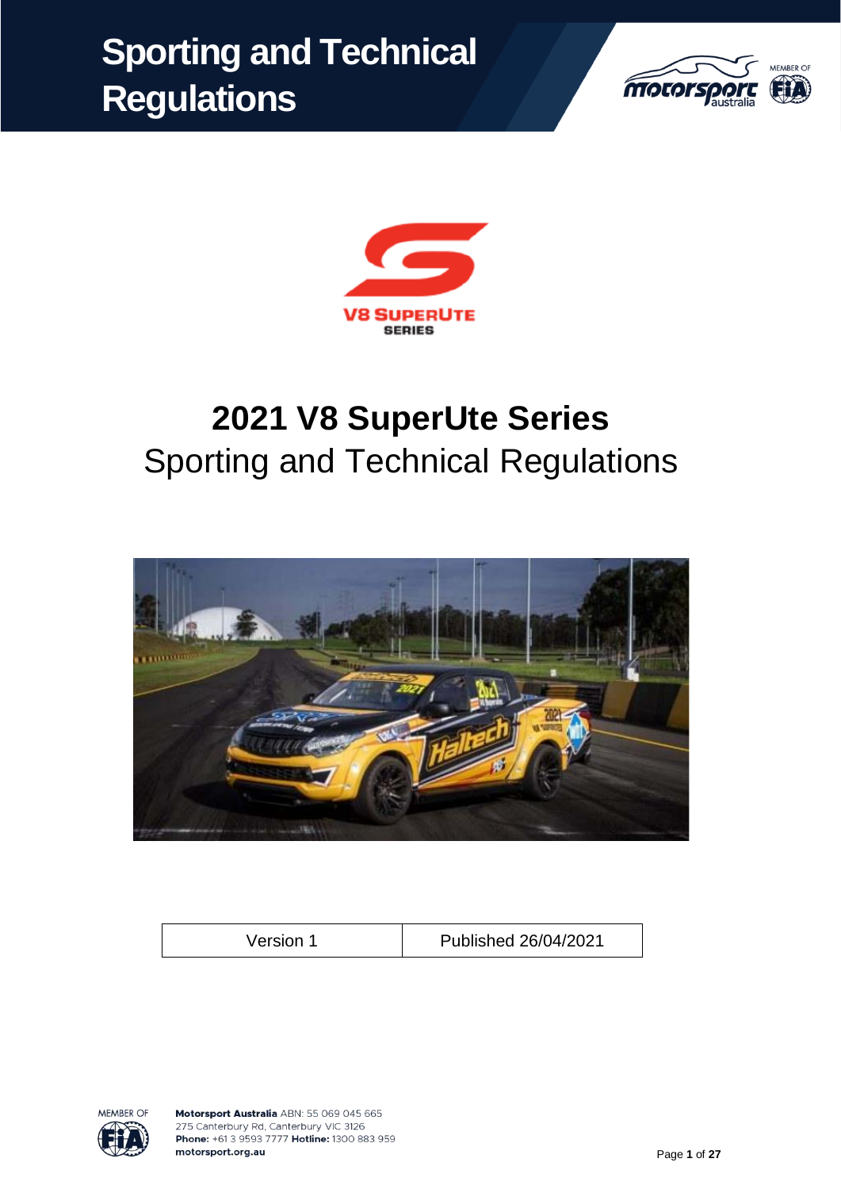# Sporting and Technical Regulations

V8 SUPERUTE SERIES

# 2021 V8 SuperUte Series

## Sporting and Technical Regulations

| Version 1 | Published 26/04/2021 |
| --- | --- |

**Motorsport Australia** ABN: 55 069 045 665
275 Canterbury Rd, Canterbury VIC 3126
**Phone:** +61 3 9593 7777 **Hotline:** 1300 883 959
**motorsport.org.au**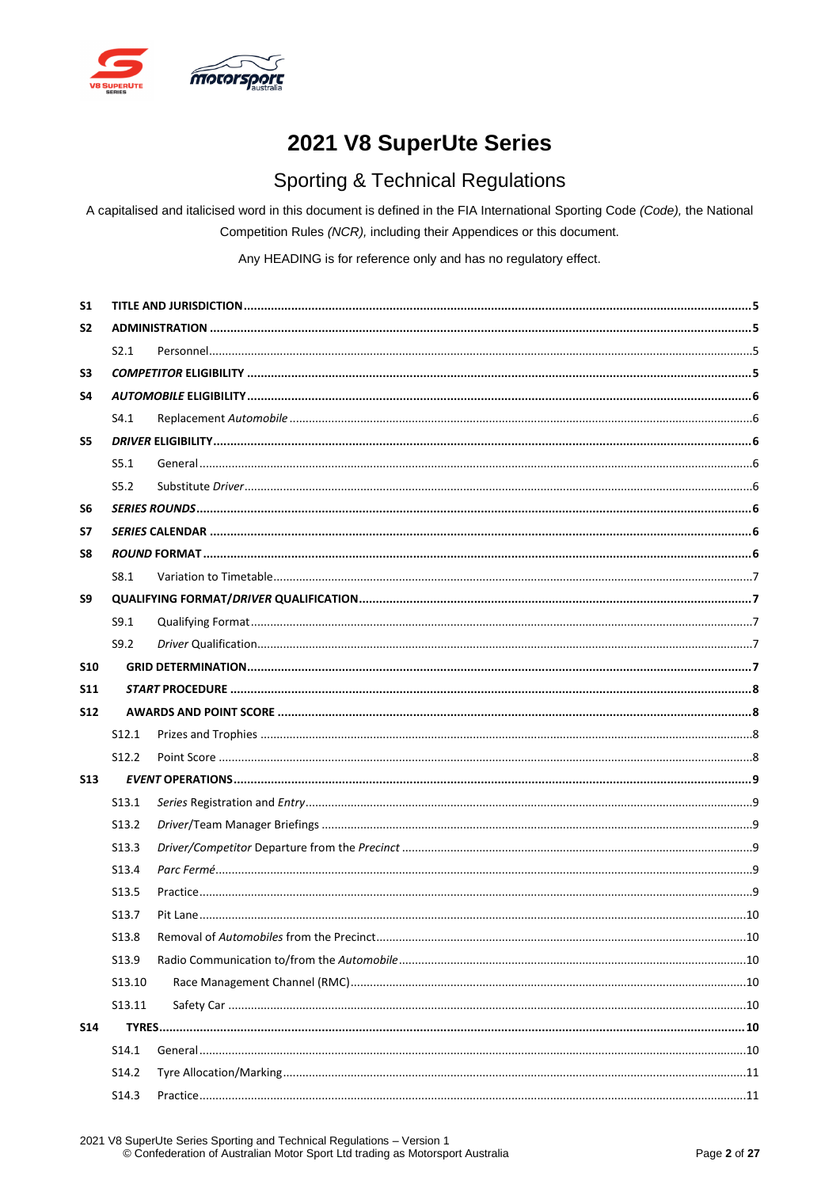# 2021 V8 SuperUte Series

## Sporting & Technical Regulations

A capitalised and italicised word in this document is defined in the FIA International Sporting Code *(Code)*, the National Competition Rules *(NCR)*, including their Appendices or this document.

Any HEADING is for reference only and has no regulatory effect.

| | | |
|---|---|---|
| **S1** | **TITLE AND JURISDICTION** | **5** |
| **S2** | **ADMINISTRATION** | **5** |
| S2.1 | Personnel | 5 |
| **S3** | ***COMPETITOR* ELIGIBILITY** | **5** |
| **S4** | ***AUTOMOBILE* ELIGIBILITY** | **6** |
| S4.1 | Replacement *Automobile* | 6 |
| **S5** | ***DRIVER* ELIGIBILITY** | **6** |
| S5.1 | General | 6 |
| S5.2 | Substitute *Driver* | 6 |
| **S6** | ***SERIES ROUNDS*** | **6** |
| **S7** | ***SERIES* CALENDAR** | **6** |
| **S8** | ***ROUND* FORMAT** | **6** |
| S8.1 | Variation to Timetable | 7 |
| **S9** | **QUALIFYING FORMAT/*DRIVER* QUALIFICATION** | **7** |
| S9.1 | Qualifying Format | 7 |
| S9.2 | *Driver* Qualification | 7 |
| **S10** | **GRID DETERMINATION** | **7** |
| **S11** | ***START* PROCEDURE** | **8** |
| **S12** | **AWARDS AND POINT SCORE** | **8** |
| S12.1 | Prizes and Trophies | 8 |
| S12.2 | Point Score | 8 |
| **S13** | ***EVENT* OPERATIONS** | **9** |
| S13.1 | *Series* Registration and *Entry* | 9 |
| S13.2 | *Driver*/Team Manager Briefings | 9 |
| S13.3 | *Driver/Competitor* Departure from the *Precinct* | 9 |
| S13.4 | *Parc Fermé* | 9 |
| S13.5 | Practice | 9 |
| S13.7 | Pit Lane | 10 |
| S13.8 | Removal of *Automobiles* from the Precinct | 10 |
| S13.9 | Radio Communication to/from the *Automobile* | 10 |
| S13.10 | Race Management Channel (RMC) | 10 |
| S13.11 | Safety Car | 10 |
| **S14** | **TYRES** | **10** |
| S14.1 | General | 10 |
| S14.2 | Tyre Allocation/Marking | 11 |
| S14.3 | Practice | 11 |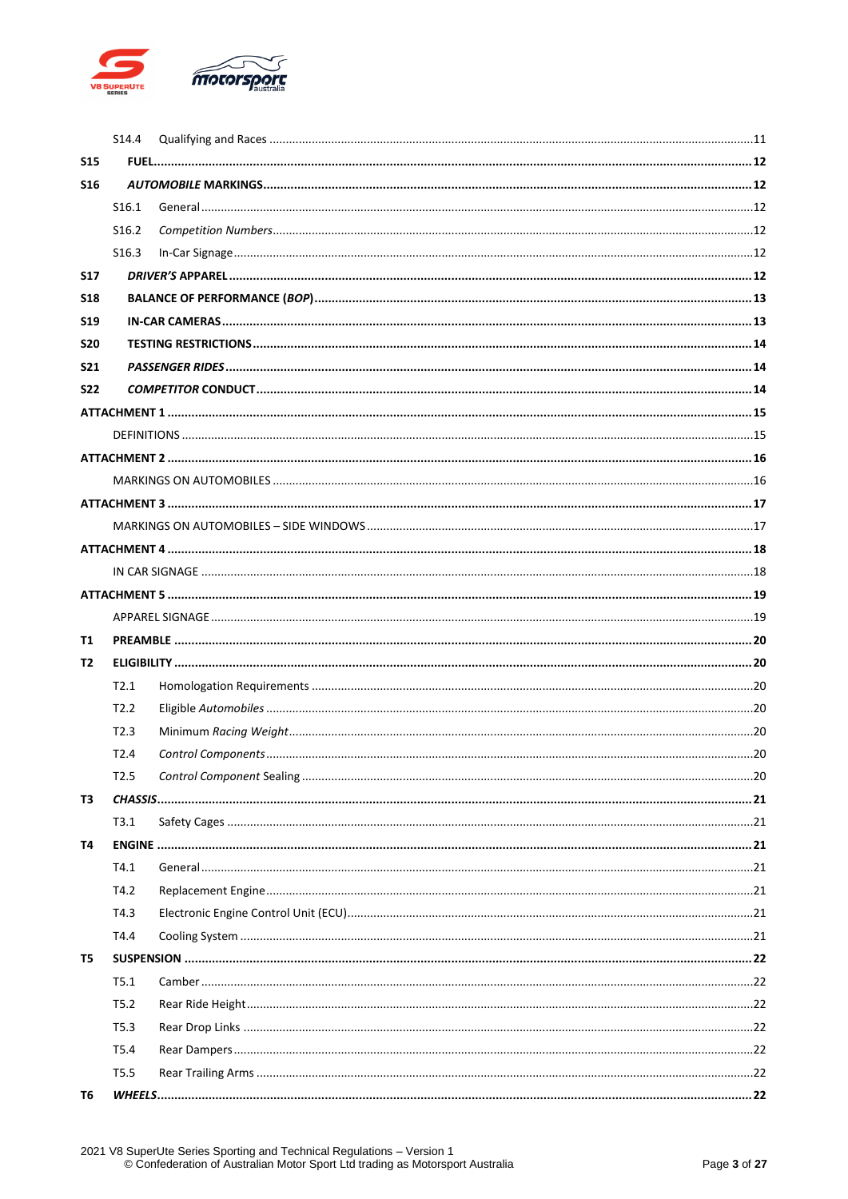| | | |
|---|---|---|
| S14.4 | Qualifying and Races | 11 |
| **S15** | **FUEL** | **12** |
| **S16** | ***AUTOMOBILE* MARKINGS** | **12** |
| S16.1 | General | 12 |
| S16.2 | *Competition Numbers* | 12 |
| S16.3 | In-Car Signage | 12 |
| **S17** | ***DRIVER'S* APPAREL** | **12** |
| **S18** | **BALANCE OF PERFORMANCE (*BOP*)** | **13** |
| **S19** | **IN-CAR CAMERAS** | **13** |
| **S20** | **TESTING RESTRICTIONS** | **14** |
| **S21** | ***PASSENGER RIDES*** | **14** |
| **S22** | ***COMPETITOR* CONDUCT** | **14** |
| **ATTACHMENT 1** | | **15** |
| | DEFINITIONS | 15 |
| **ATTACHMENT 2** | | **16** |
| | MARKINGS ON AUTOMOBILES | 16 |
| **ATTACHMENT 3** | | **17** |
| | MARKINGS ON AUTOMOBILES – SIDE WINDOWS | 17 |
| **ATTACHMENT 4** | | **18** |
| | IN CAR SIGNAGE | 18 |
| **ATTACHMENT 5** | | **19** |
| | APPAREL SIGNAGE | 19 |
| **T1** | **PREAMBLE** | **20** |
| **T2** | **ELIGIBILITY** | **20** |
| T2.1 | Homologation Requirements | 20 |
| T2.2 | Eligible *Automobiles* | 20 |
| T2.3 | Minimum *Racing Weight* | 20 |
| T2.4 | *Control Components* | 20 |
| T2.5 | *Control Component* Sealing | 20 |
| **T3** | ***CHASSIS*** | **21** |
| T3.1 | Safety Cages | 21 |
| **T4** | **ENGINE** | **21** |
| T4.1 | General | 21 |
| T4.2 | Replacement Engine | 21 |
| T4.3 | Electronic Engine Control Unit (ECU) | 21 |
| T4.4 | Cooling System | 21 |
| **T5** | **SUSPENSION** | **22** |
| T5.1 | Camber | 22 |
| T5.2 | Rear Ride Height | 22 |
| T5.3 | Rear Drop Links | 22 |
| T5.4 | Rear Dampers | 22 |
| T5.5 | Rear Trailing Arms | 22 |
| **T6** | ***WHEELS*** | **22** |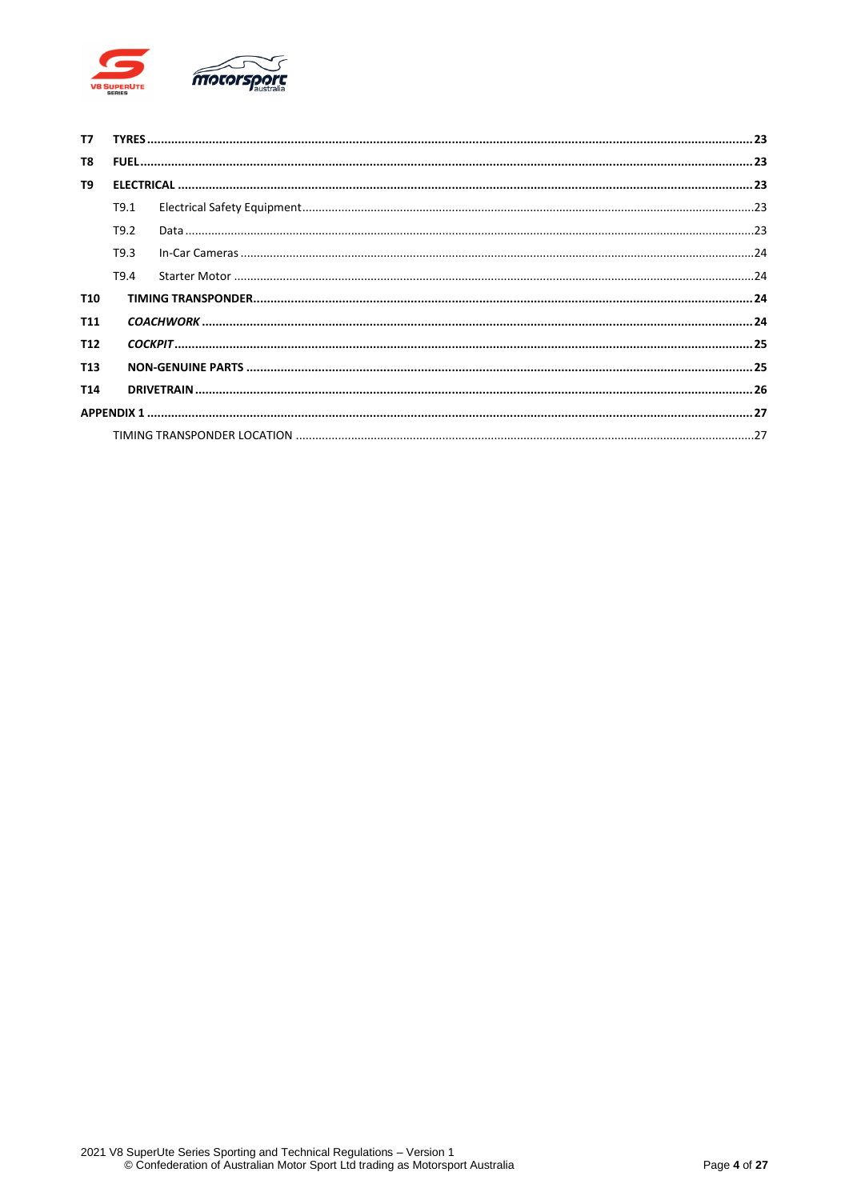**T7 TYRES** ........ **23**

**T8 FUEL** ........ **23**

**T9 ELECTRICAL** ........ **23**

T9.1 Electrical Safety Equipment ........ 23

T9.2 Data ........ 23

T9.3 In-Car Cameras ........ 24

T9.4 Starter Motor ........ 24

**T10 TIMING TRANSPONDER** ........ **24**

**T11 *COACHWORK*** ........ **24**

**T12 *COCKPIT*** ........ **25**

**T13 NON-GENUINE PARTS** ........ **25**

**T14 DRIVETRAIN** ........ **26**

**APPENDIX 1** ........ **27**

TIMING TRANSPONDER LOCATION ........ 27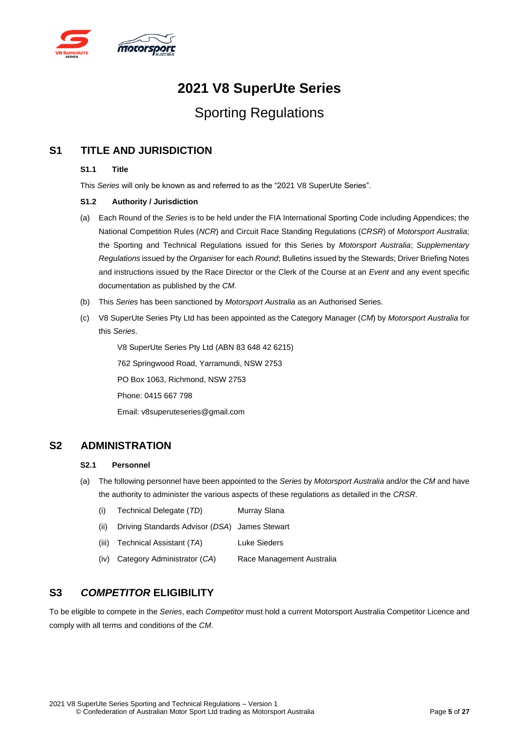# 2021 V8 SuperUte Series

## Sporting Regulations

## S1 TITLE AND JURISDICTION

### S1.1 Title

This *Series* will only be known as and referred to as the "2021 V8 SuperUte Series".

### S1.2 Authority / Jurisdiction

(a) Each Round of the *Series* is to be held under the FIA International Sporting Code including Appendices; the National Competition Rules (*NCR*) and Circuit Race Standing Regulations (*CRSR*) of *Motorsport Australia*; the Sporting and Technical Regulations issued for this Series by *Motorsport Australia*; *Supplementary Regulations* issued by the *Organiser* for each *Round*; Bulletins issued by the Stewards; Driver Briefing Notes and instructions issued by the Race Director or the Clerk of the Course at an *Event* and any event specific documentation as published by the *CM*.

(b) This *Series* has been sanctioned by *Motorsport Australia* as an Authorised Series.

(c) V8 SuperUte Series Pty Ltd has been appointed as the Category Manager (*CM*) by *Motorsport Australia* for this *Series*.

V8 SuperUte Series Pty Ltd (ABN 83 648 42 6215)

762 Springwood Road, Yarramundi, NSW 2753

PO Box 1063, Richmond, NSW 2753

Phone: 0415 667 798

Email: v8superuteseries@gmail.com

## S2 ADMINISTRATION

### S2.1 Personnel

(a) The following personnel have been appointed to the *Series* by *Motorsport Australia* and/or the *CM* and have the authority to administer the various aspects of these regulations as detailed in the *CRSR*.

| | | |
|---|---|---|
| (i) | Technical Delegate (*TD*) | Murray Slana |
| (ii) | Driving Standards Advisor (*DSA*) | James Stewart |
| (iii) | Technical Assistant (*TA*) | Luke Sieders |
| (iv) | Category Administrator (*CA*) | Race Management Australia |

## S3 *COMPETITOR* ELIGIBILITY

To be eligible to compete in the *Series*, each *Competitor* must hold a current Motorsport Australia Competitor Licence and comply with all terms and conditions of the *CM*.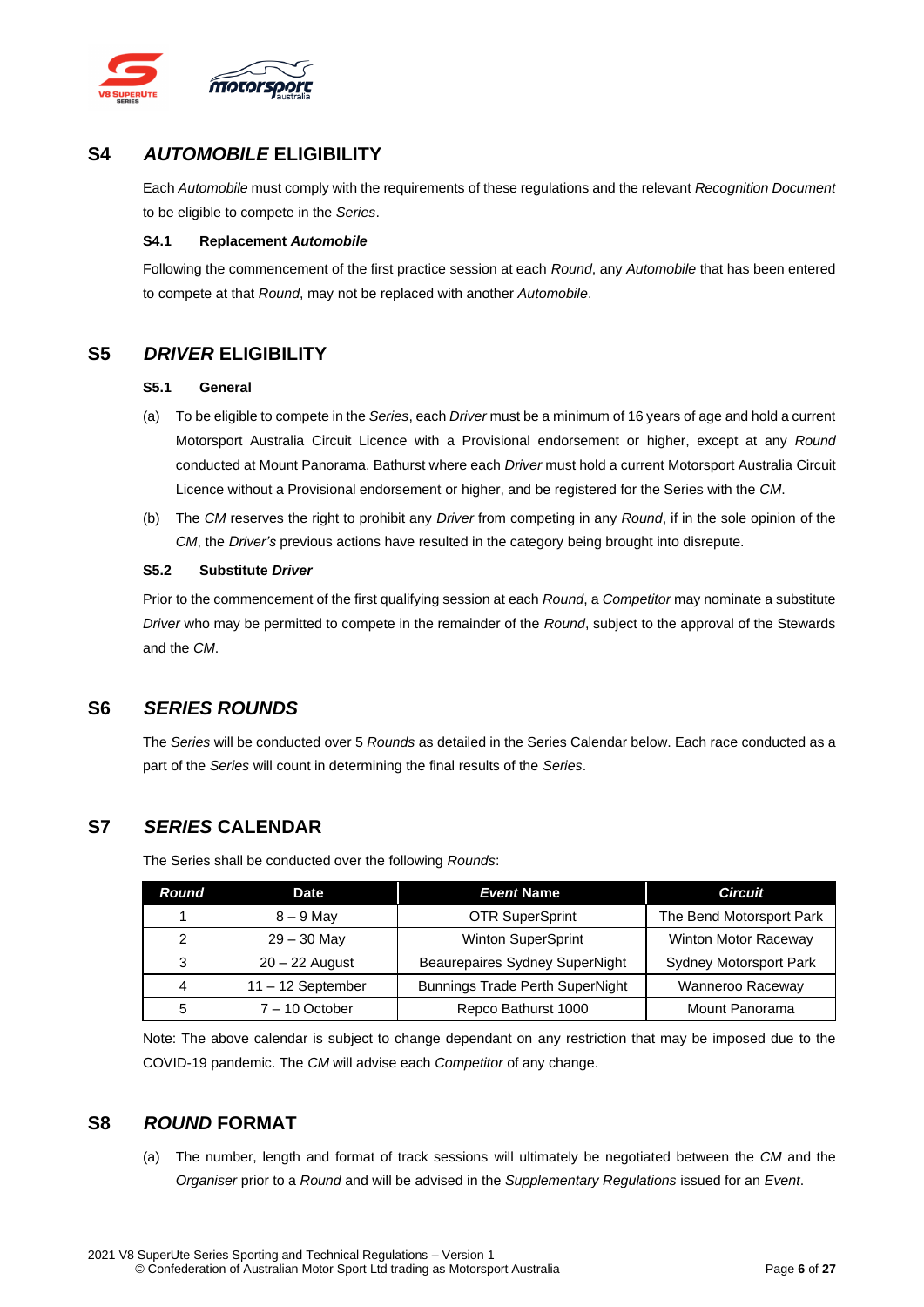## S4 *AUTOMOBILE* ELIGIBILITY

Each *Automobile* must comply with the requirements of these regulations and the relevant *Recognition Document* to be eligible to compete in the *Series*.

### S4.1 Replacement *Automobile*

Following the commencement of the first practice session at each *Round*, any *Automobile* that has been entered to compete at that *Round*, may not be replaced with another *Automobile*.

## S5 *DRIVER* ELIGIBILITY

### S5.1 General

(a) To be eligible to compete in the *Series*, each *Driver* must be a minimum of 16 years of age and hold a current Motorsport Australia Circuit Licence with a Provisional endorsement or higher, except at any *Round* conducted at Mount Panorama, Bathurst where each *Driver* must hold a current Motorsport Australia Circuit Licence without a Provisional endorsement or higher, and be registered for the Series with the *CM*.

(b) The *CM* reserves the right to prohibit any *Driver* from competing in any *Round*, if in the sole opinion of the *CM*, the *Driver's* previous actions have resulted in the category being brought into disrepute.

### S5.2 Substitute *Driver*

Prior to the commencement of the first qualifying session at each *Round*, a *Competitor* may nominate a substitute *Driver* who may be permitted to compete in the remainder of the *Round*, subject to the approval of the Stewards and the *CM*.

## S6 *SERIES ROUNDS*

The *Series* will be conducted over 5 *Rounds* as detailed in the Series Calendar below. Each race conducted as a part of the *Series* will count in determining the final results of the *Series*.

## S7 *SERIES* CALENDAR

The Series shall be conducted over the following *Rounds*:

| *Round* | Date | *Event* Name | *Circuit* |
|---|---|---|---|
| 1 | 8 – 9 May | OTR SuperSprint | The Bend Motorsport Park |
| 2 | 29 – 30 May | Winton SuperSprint | Winton Motor Raceway |
| 3 | 20 – 22 August | Beaurepaires Sydney SuperNight | Sydney Motorsport Park |
| 4 | 11 – 12 September | Bunnings Trade Perth SuperNight | Wanneroo Raceway |
| 5 | 7 – 10 October | Repco Bathurst 1000 | Mount Panorama |

Note: The above calendar is subject to change dependant on any restriction that may be imposed due to the COVID-19 pandemic. The *CM* will advise each *Competitor* of any change.

## S8 *ROUND* FORMAT

(a) The number, length and format of track sessions will ultimately be negotiated between the *CM* and the *Organiser* prior to a *Round* and will be advised in the *Supplementary Regulations* issued for an *Event*.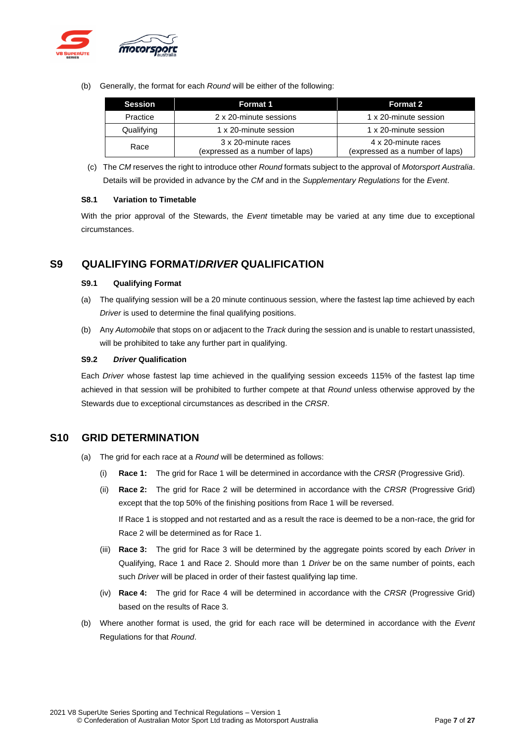(b) Generally, the format for each *Round* will be either of the following:

| Session | Format 1 | Format 2 |
|---|---|---|
| Practice | 2 x 20-minute sessions | 1 x 20-minute session |
| Qualifying | 1 x 20-minute session | 1 x 20-minute session |
| Race | 3 x 20-minute races (expressed as a number of laps) | 4 x 20-minute races (expressed as a number of laps) |

(c) The *CM* reserves the right to introduce other *Round* formats subject to the approval of *Motorsport Australia*. Details will be provided in advance by the *CM* and in the *Supplementary Regulations* for the *Event*.

### S8.1 Variation to Timetable

With the prior approval of the Stewards, the *Event* timetable may be varied at any time due to exceptional circumstances.

## S9 QUALIFYING FORMAT/*DRIVER* QUALIFICATION

### S9.1 Qualifying Format

(a) The qualifying session will be a 20 minute continuous session, where the fastest lap time achieved by each *Driver* is used to determine the final qualifying positions.

(b) Any *Automobile* that stops on or adjacent to the *Track* during the session and is unable to restart unassisted, will be prohibited to take any further part in qualifying.

### S9.2 *Driver* Qualification

Each *Driver* whose fastest lap time achieved in the qualifying session exceeds 115% of the fastest lap time achieved in that session will be prohibited to further compete at that *Round* unless otherwise approved by the Stewards due to exceptional circumstances as described in the *CRSR*.

## S10 GRID DETERMINATION

(a) The grid for each race at a *Round* will be determined as follows:

(i) **Race 1:** The grid for Race 1 will be determined in accordance with the *CRSR* (Progressive Grid).

(ii) **Race 2:** The grid for Race 2 will be determined in accordance with the *CRSR* (Progressive Grid) except that the top 50% of the finishing positions from Race 1 will be reversed.

If Race 1 is stopped and not restarted and as a result the race is deemed to be a non-race, the grid for Race 2 will be determined as for Race 1.

(iii) **Race 3:** The grid for Race 3 will be determined by the aggregate points scored by each *Driver* in Qualifying, Race 1 and Race 2. Should more than 1 *Driver* be on the same number of points, each such *Driver* will be placed in order of their fastest qualifying lap time.

(iv) **Race 4:** The grid for Race 4 will be determined in accordance with the *CRSR* (Progressive Grid) based on the results of Race 3.

(b) Where another format is used, the grid for each race will be determined in accordance with the *Event* Regulations for that *Round*.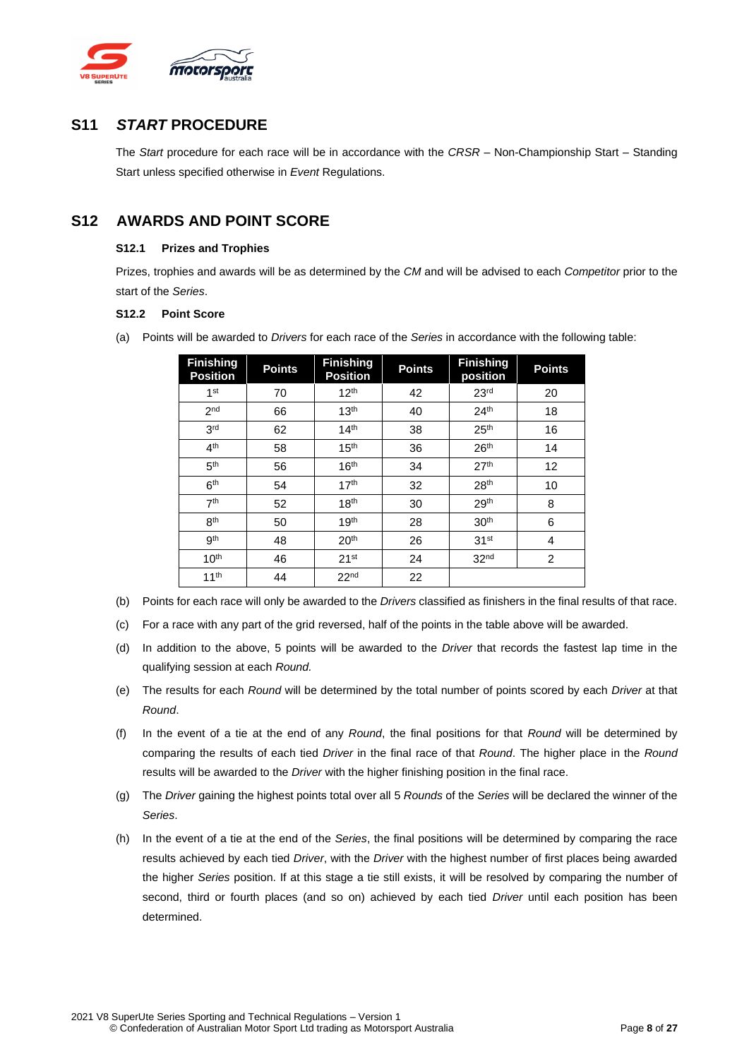## S11 *START* PROCEDURE

The *Start* procedure for each race will be in accordance with the *CRSR* – Non-Championship Start – Standing Start unless specified otherwise in *Event* Regulations.

## S12 AWARDS AND POINT SCORE

### S12.1 Prizes and Trophies

Prizes, trophies and awards will be as determined by the *CM* and will be advised to each *Competitor* prior to the start of the *Series*.

### S12.2 Point Score

(a) Points will be awarded to *Drivers* for each race of the *Series* in accordance with the following table:

| Finishing Position | Points | Finishing Position | Points | Finishing position | Points |
|---|---|---|---|---|---|
| 1st | 70 | 12th | 42 | 23rd | 20 |
| 2nd | 66 | 13th | 40 | 24th | 18 |
| 3rd | 62 | 14th | 38 | 25th | 16 |
| 4th | 58 | 15th | 36 | 26th | 14 |
| 5th | 56 | 16th | 34 | 27th | 12 |
| 6th | 54 | 17th | 32 | 28th | 10 |
| 7th | 52 | 18th | 30 | 29th | 8 |
| 8th | 50 | 19th | 28 | 30th | 6 |
| 9th | 48 | 20th | 26 | 31st | 4 |
| 10th | 46 | 21st | 24 | 32nd | 2 |
| 11th | 44 | 22nd | 22 | | |

(b) Points for each race will only be awarded to the *Drivers* classified as finishers in the final results of that race.

(c) For a race with any part of the grid reversed, half of the points in the table above will be awarded.

(d) In addition to the above, 5 points will be awarded to the *Driver* that records the fastest lap time in the qualifying session at each *Round.*

(e) The results for each *Round* will be determined by the total number of points scored by each *Driver* at that *Round*.

(f) In the event of a tie at the end of any *Round*, the final positions for that *Round* will be determined by comparing the results of each tied *Driver* in the final race of that *Round*. The higher place in the *Round* results will be awarded to the *Driver* with the higher finishing position in the final race.

(g) The *Driver* gaining the highest points total over all 5 *Rounds* of the *Series* will be declared the winner of the *Series*.

(h) In the event of a tie at the end of the *Series*, the final positions will be determined by comparing the race results achieved by each tied *Driver*, with the *Driver* with the highest number of first places being awarded the higher *Series* position. If at this stage a tie still exists, it will be resolved by comparing the number of second, third or fourth places (and so on) achieved by each tied *Driver* until each position has been determined.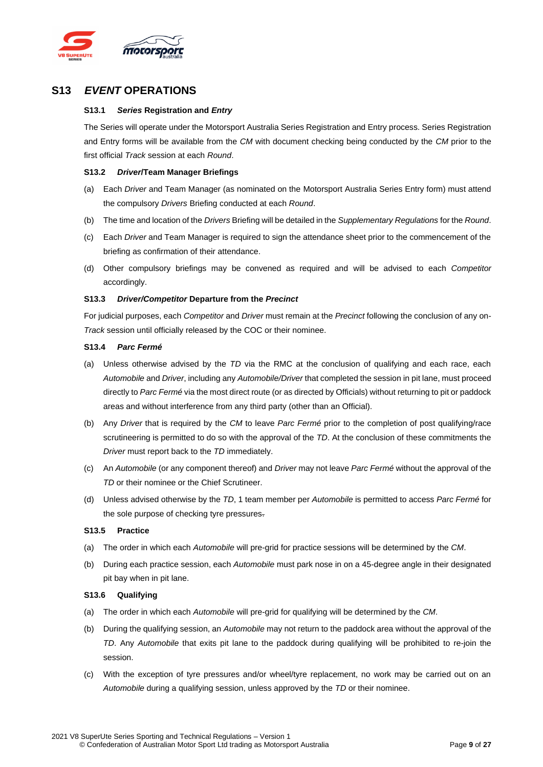## S13 *EVENT* OPERATIONS

### S13.1 *Series* Registration and *Entry*

The Series will operate under the Motorsport Australia Series Registration and Entry process. Series Registration and Entry forms will be available from the *CM* with document checking being conducted by the *CM* prior to the first official *Track* session at each *Round*.

### S13.2 *Driver*/Team Manager Briefings

(a) Each *Driver* and Team Manager (as nominated on the Motorsport Australia Series Entry form) must attend the compulsory *Drivers* Briefing conducted at each *Round*.

(b) The time and location of the *Drivers* Briefing will be detailed in the *Supplementary Regulations* for the *Round*.

(c) Each *Driver* and Team Manager is required to sign the attendance sheet prior to the commencement of the briefing as confirmation of their attendance.

(d) Other compulsory briefings may be convened as required and will be advised to each *Competitor* accordingly.

### S13.3 *Driver/Competitor* Departure from the *Precinct*

For judicial purposes, each *Competitor* and *Driver* must remain at the *Precinct* following the conclusion of any on-*Track* session until officially released by the COC or their nominee.

### S13.4 *Parc Fermé*

(a) Unless otherwise advised by the *TD* via the RMC at the conclusion of qualifying and each race, each *Automobile* and *Driver*, including any *Automobile/Driver* that completed the session in pit lane, must proceed directly to *Parc Fermé* via the most direct route (or as directed by Officials) without returning to pit or paddock areas and without interference from any third party (other than an Official).

(b) Any *Driver* that is required by the *CM* to leave *Parc Fermé* prior to the completion of post qualifying/race scrutineering is permitted to do so with the approval of the *TD*. At the conclusion of these commitments the *Driver* must report back to the *TD* immediately.

(c) An *Automobile* (or any component thereof) and *Driver* may not leave *Parc Fermé* without the approval of the *TD* or their nominee or the Chief Scrutineer.

(d) Unless advised otherwise by the *TD*, 1 team member per *Automobile* is permitted to access *Parc Fermé* for the sole purpose of checking tyre pressures.

### S13.5 Practice

(a) The order in which each *Automobile* will pre-grid for practice sessions will be determined by the *CM*.

(b) During each practice session, each *Automobile* must park nose in on a 45-degree angle in their designated pit bay when in pit lane.

### S13.6 Qualifying

(a) The order in which each *Automobile* will pre-grid for qualifying will be determined by the *CM*.

(b) During the qualifying session, an *Automobile* may not return to the paddock area without the approval of the *TD*. Any *Automobile* that exits pit lane to the paddock during qualifying will be prohibited to re-join the session.

(c) With the exception of tyre pressures and/or wheel/tyre replacement, no work may be carried out on an *Automobile* during a qualifying session, unless approved by the *TD* or their nominee.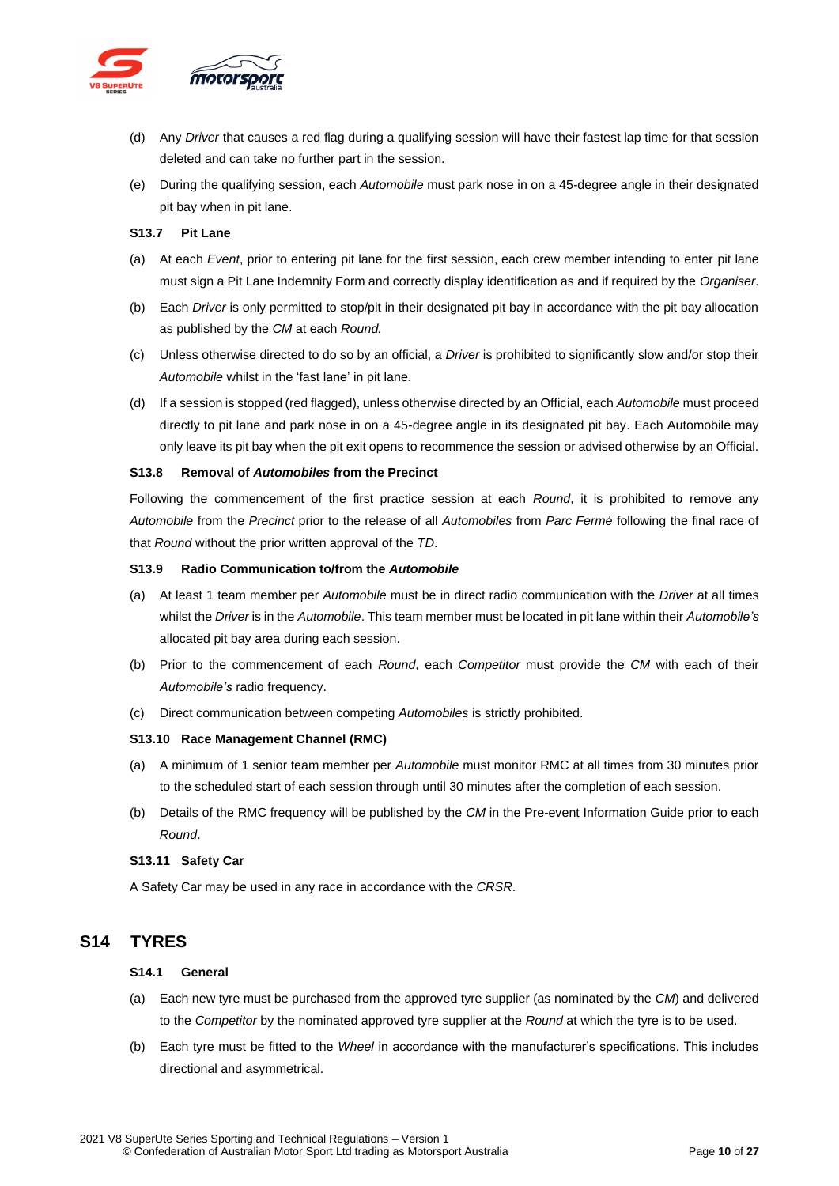(d) Any *Driver* that causes a red flag during a qualifying session will have their fastest lap time for that session deleted and can take no further part in the session.

(e) During the qualifying session, each *Automobile* must park nose in on a 45-degree angle in their designated pit bay when in pit lane.

### S13.7 Pit Lane

(a) At each *Event*, prior to entering pit lane for the first session, each crew member intending to enter pit lane must sign a Pit Lane Indemnity Form and correctly display identification as and if required by the *Organiser*.

(b) Each *Driver* is only permitted to stop/pit in their designated pit bay in accordance with the pit bay allocation as published by the *CM* at each *Round.*

(c) Unless otherwise directed to do so by an official, a *Driver* is prohibited to significantly slow and/or stop their *Automobile* whilst in the 'fast lane' in pit lane.

(d) If a session is stopped (red flagged), unless otherwise directed by an Official, each *Automobile* must proceed directly to pit lane and park nose in on a 45-degree angle in its designated pit bay. Each Automobile may only leave its pit bay when the pit exit opens to recommence the session or advised otherwise by an Official.

### S13.8 Removal of *Automobiles* from the Precinct

Following the commencement of the first practice session at each *Round*, it is prohibited to remove any *Automobile* from the *Precinct* prior to the release of all *Automobiles* from *Parc Fermé* following the final race of that *Round* without the prior written approval of the *TD*.

### S13.9 Radio Communication to/from the *Automobile*

(a) At least 1 team member per *Automobile* must be in direct radio communication with the *Driver* at all times whilst the *Driver* is in the *Automobile*. This team member must be located in pit lane within their *Automobile's* allocated pit bay area during each session.

(b) Prior to the commencement of each *Round*, each *Competitor* must provide the *CM* with each of their *Automobile's* radio frequency.

(c) Direct communication between competing *Automobiles* is strictly prohibited.

### S13.10 Race Management Channel (RMC)

(a) A minimum of 1 senior team member per *Automobile* must monitor RMC at all times from 30 minutes prior to the scheduled start of each session through until 30 minutes after the completion of each session.

(b) Details of the RMC frequency will be published by the *CM* in the Pre-event Information Guide prior to each *Round*.

### S13.11 Safety Car

A Safety Car may be used in any race in accordance with the *CRSR*.

## S14 TYRES

### S14.1 General

(a) Each new tyre must be purchased from the approved tyre supplier (as nominated by the *CM*) and delivered to the *Competitor* by the nominated approved tyre supplier at the *Round* at which the tyre is to be used.

(b) Each tyre must be fitted to the *Wheel* in accordance with the manufacturer's specifications. This includes directional and asymmetrical.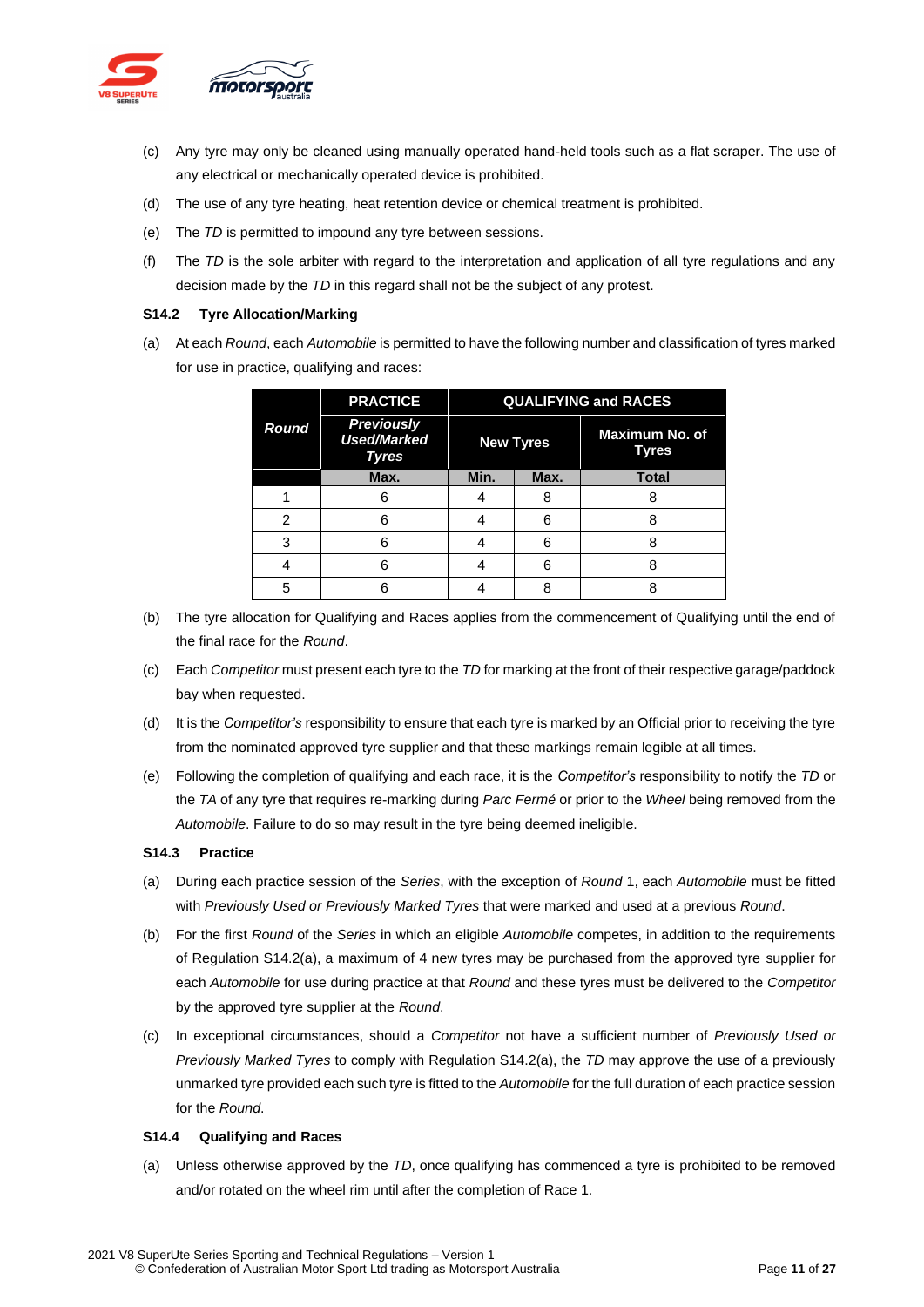(c) Any tyre may only be cleaned using manually operated hand-held tools such as a flat scraper. The use of any electrical or mechanically operated device is prohibited.

(d) The use of any tyre heating, heat retention device or chemical treatment is prohibited.

(e) The *TD* is permitted to impound any tyre between sessions.

(f) The *TD* is the sole arbiter with regard to the interpretation and application of all tyre regulations and any decision made by the *TD* in this regard shall not be the subject of any protest.

**S14.2 Tyre Allocation/Marking**

(a) At each *Round*, each *Automobile* is permitted to have the following number and classification of tyres marked for use in practice, qualifying and races:

| Round | PRACTICE | QUALIFYING and RACES | | |
|---|---|---|---|---|
| | *Previously Used/Marked Tyres* | New Tyres | | Maximum No. of Tyres |
| | Max. | Min. | Max. | Total |
| 1 | 6 | 4 | 8 | 8 |
| 2 | 6 | 4 | 6 | 8 |
| 3 | 6 | 4 | 6 | 8 |
| 4 | 6 | 4 | 6 | 8 |
| 5 | 6 | 4 | 8 | 8 |

(b) The tyre allocation for Qualifying and Races applies from the commencement of Qualifying until the end of the final race for the *Round*.

(c) Each *Competitor* must present each tyre to the *TD* for marking at the front of their respective garage/paddock bay when requested.

(d) It is the *Competitor's* responsibility to ensure that each tyre is marked by an Official prior to receiving the tyre from the nominated approved tyre supplier and that these markings remain legible at all times.

(e) Following the completion of qualifying and each race, it is the *Competitor's* responsibility to notify the *TD* or the *TA* of any tyre that requires re-marking during *Parc Fermé* or prior to the *Wheel* being removed from the *Automobile*. Failure to do so may result in the tyre being deemed ineligible.

**S14.3 Practice**

(a) During each practice session of the *Series*, with the exception of *Round* 1, each *Automobile* must be fitted with *Previously Used or Previously Marked Tyres* that were marked and used at a previous *Round*.

(b) For the first *Round* of the *Series* in which an eligible *Automobile* competes, in addition to the requirements of Regulation S14.2(a), a maximum of 4 new tyres may be purchased from the approved tyre supplier for each *Automobile* for use during practice at that *Round* and these tyres must be delivered to the *Competitor* by the approved tyre supplier at the *Round*.

(c) In exceptional circumstances, should a *Competitor* not have a sufficient number of *Previously Used or Previously Marked Tyres* to comply with Regulation S14.2(a), the *TD* may approve the use of a previously unmarked tyre provided each such tyre is fitted to the *Automobile* for the full duration of each practice session for the *Round*.

**S14.4 Qualifying and Races**

(a) Unless otherwise approved by the *TD*, once qualifying has commenced a tyre is prohibited to be removed and/or rotated on the wheel rim until after the completion of Race 1.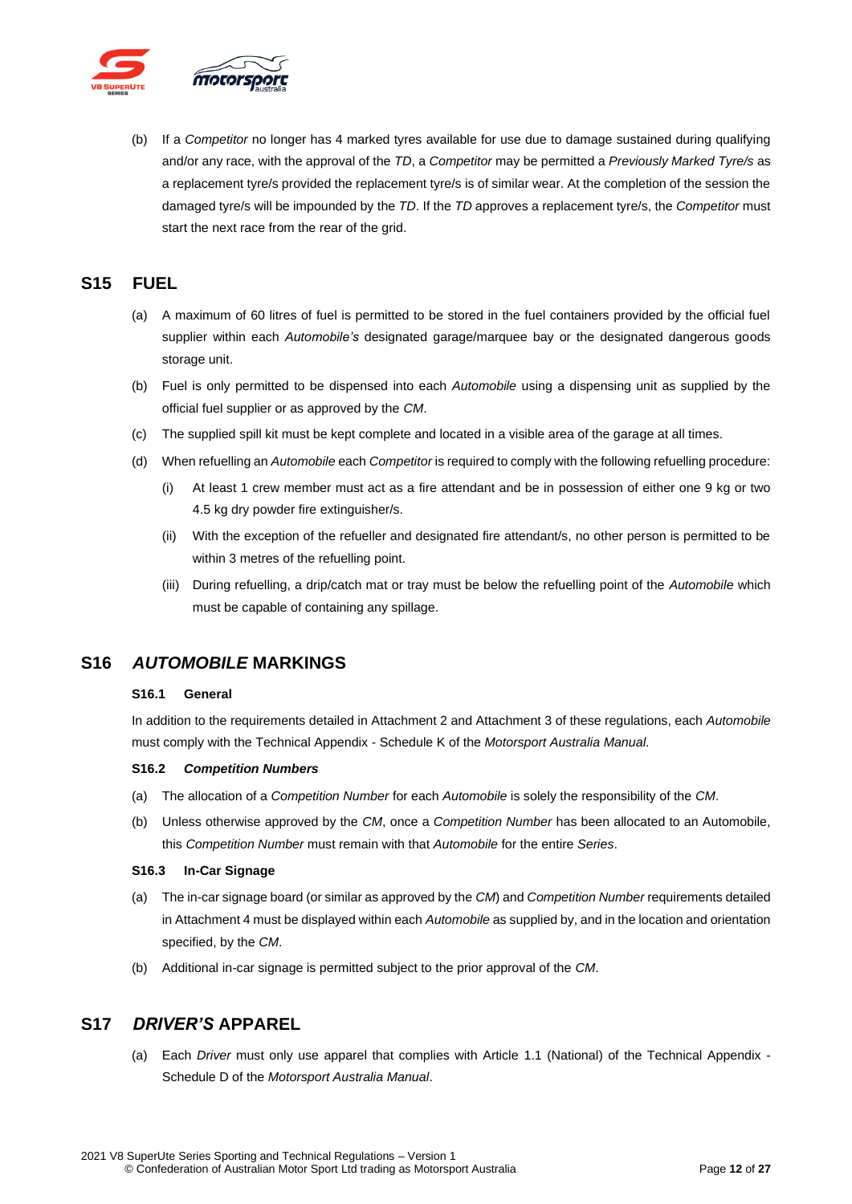(b) If a *Competitor* no longer has 4 marked tyres available for use due to damage sustained during qualifying and/or any race, with the approval of the *TD*, a *Competitor* may be permitted a *Previously Marked Tyre/s* as a replacement tyre/s provided the replacement tyre/s is of similar wear. At the completion of the session the damaged tyre/s will be impounded by the *TD*. If the *TD* approves a replacement tyre/s, the *Competitor* must start the next race from the rear of the grid.

## S15 FUEL

(a) A maximum of 60 litres of fuel is permitted to be stored in the fuel containers provided by the official fuel supplier within each *Automobile's* designated garage/marquee bay or the designated dangerous goods storage unit.

(b) Fuel is only permitted to be dispensed into each *Automobile* using a dispensing unit as supplied by the official fuel supplier or as approved by the *CM*.

(c) The supplied spill kit must be kept complete and located in a visible area of the garage at all times.

(d) When refuelling an *Automobile* each *Competitor* is required to comply with the following refuelling procedure:

- (i) At least 1 crew member must act as a fire attendant and be in possession of either one 9 kg or two 4.5 kg dry powder fire extinguisher/s.
- (ii) With the exception of the refueller and designated fire attendant/s, no other person is permitted to be within 3 metres of the refuelling point.
- (iii) During refuelling, a drip/catch mat or tray must be below the refuelling point of the *Automobile* which must be capable of containing any spillage.

## S16 *AUTOMOBILE* MARKINGS

### S16.1 General

In addition to the requirements detailed in Attachment 2 and Attachment 3 of these regulations, each *Automobile* must comply with the Technical Appendix - Schedule K of the *Motorsport Australia Manual*.

### S16.2 *Competition Numbers*

(a) The allocation of a *Competition Number* for each *Automobile* is solely the responsibility of the *CM*.

(b) Unless otherwise approved by the *CM*, once a *Competition Number* has been allocated to an Automobile, this *Competition Number* must remain with that *Automobile* for the entire *Series*.

### S16.3 In-Car Signage

(a) The in-car signage board (or similar as approved by the *CM*) and *Competition Number* requirements detailed in Attachment 4 must be displayed within each *Automobile* as supplied by, and in the location and orientation specified, by the *CM*.

(b) Additional in-car signage is permitted subject to the prior approval of the *CM*.

## S17 *DRIVER'S* APPAREL

(a) Each *Driver* must only use apparel that complies with Article 1.1 (National) of the Technical Appendix - Schedule D of the *Motorsport Australia Manual*.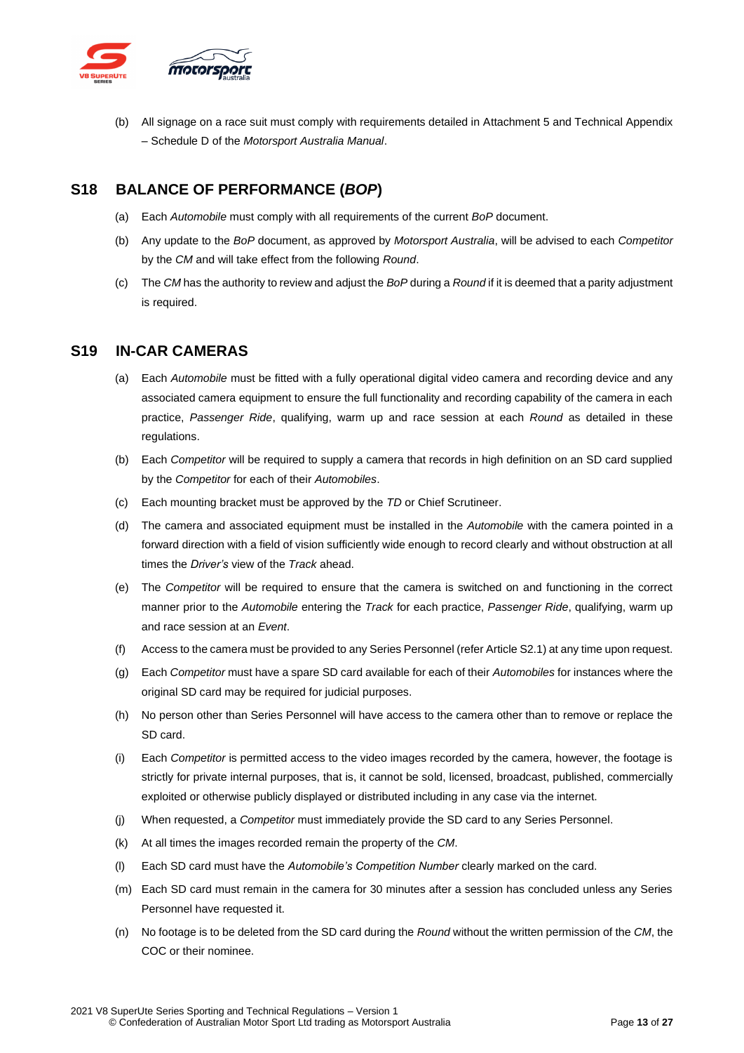(b) All signage on a race suit must comply with requirements detailed in Attachment 5 and Technical Appendix – Schedule D of the *Motorsport Australia Manual*.

## S18 BALANCE OF PERFORMANCE (*BOP*)

(a) Each *Automobile* must comply with all requirements of the current *BoP* document.

(b) Any update to the *BoP* document, as approved by *Motorsport Australia*, will be advised to each *Competitor* by the *CM* and will take effect from the following *Round*.

(c) The *CM* has the authority to review and adjust the *BoP* during a *Round* if it is deemed that a parity adjustment is required.

## S19 IN-CAR CAMERAS

(a) Each *Automobile* must be fitted with a fully operational digital video camera and recording device and any associated camera equipment to ensure the full functionality and recording capability of the camera in each practice, *Passenger Ride*, qualifying, warm up and race session at each *Round* as detailed in these regulations.

(b) Each *Competitor* will be required to supply a camera that records in high definition on an SD card supplied by the *Competitor* for each of their *Automobiles*.

(c) Each mounting bracket must be approved by the *TD* or Chief Scrutineer.

(d) The camera and associated equipment must be installed in the *Automobile* with the camera pointed in a forward direction with a field of vision sufficiently wide enough to record clearly and without obstruction at all times the *Driver's* view of the *Track* ahead.

(e) The *Competitor* will be required to ensure that the camera is switched on and functioning in the correct manner prior to the *Automobile* entering the *Track* for each practice, *Passenger Ride*, qualifying, warm up and race session at an *Event*.

(f) Access to the camera must be provided to any Series Personnel (refer Article S2.1) at any time upon request.

(g) Each *Competitor* must have a spare SD card available for each of their *Automobiles* for instances where the original SD card may be required for judicial purposes.

(h) No person other than Series Personnel will have access to the camera other than to remove or replace the SD card.

(i) Each *Competitor* is permitted access to the video images recorded by the camera, however, the footage is strictly for private internal purposes, that is, it cannot be sold, licensed, broadcast, published, commercially exploited or otherwise publicly displayed or distributed including in any case via the internet.

(j) When requested, a *Competitor* must immediately provide the SD card to any Series Personnel.

(k) At all times the images recorded remain the property of the *CM*.

(l) Each SD card must have the *Automobile's Competition Number* clearly marked on the card.

(m) Each SD card must remain in the camera for 30 minutes after a session has concluded unless any Series Personnel have requested it.

(n) No footage is to be deleted from the SD card during the *Round* without the written permission of the *CM*, the COC or their nominee.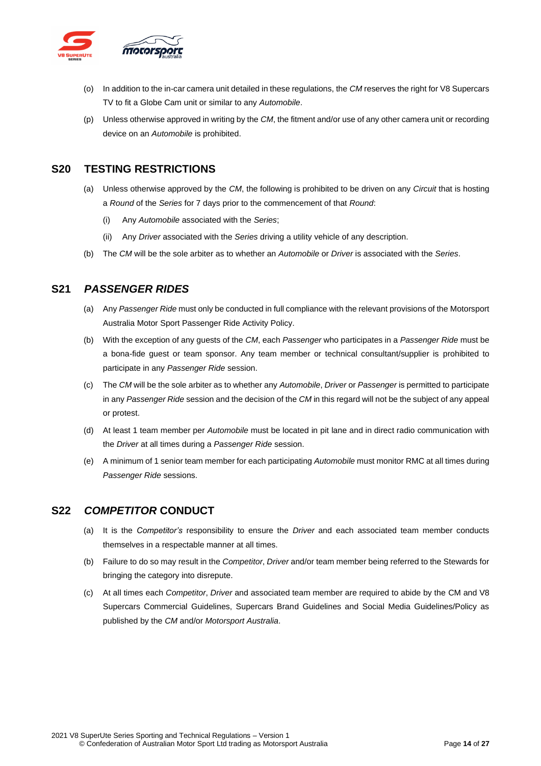(o) In addition to the in-car camera unit detailed in these regulations, the *CM* reserves the right for V8 Supercars TV to fit a Globe Cam unit or similar to any *Automobile*.

(p) Unless otherwise approved in writing by the *CM*, the fitment and/or use of any other camera unit or recording device on an *Automobile* is prohibited.

## S20 TESTING RESTRICTIONS

(a) Unless otherwise approved by the *CM*, the following is prohibited to be driven on any *Circuit* that is hosting a *Round* of the *Series* for 7 days prior to the commencement of that *Round*:

   (i) Any *Automobile* associated with the *Series*;

   (ii) Any *Driver* associated with the *Series* driving a utility vehicle of any description.

(b) The *CM* will be the sole arbiter as to whether an *Automobile* or *Driver* is associated with the *Series*.

## S21 *PASSENGER RIDES*

(a) Any *Passenger Ride* must only be conducted in full compliance with the relevant provisions of the Motorsport Australia Motor Sport Passenger Ride Activity Policy.

(b) With the exception of any guests of the *CM*, each *Passenger* who participates in a *Passenger Ride* must be a bona-fide guest or team sponsor. Any team member or technical consultant/supplier is prohibited to participate in any *Passenger Ride* session.

(c) The *CM* will be the sole arbiter as to whether any *Automobile*, *Driver* or *Passenger* is permitted to participate in any *Passenger Ride* session and the decision of the *CM* in this regard will not be the subject of any appeal or protest.

(d) At least 1 team member per *Automobile* must be located in pit lane and in direct radio communication with the *Driver* at all times during a *Passenger Ride* session.

(e) A minimum of 1 senior team member for each participating *Automobile* must monitor RMC at all times during *Passenger Ride* sessions.

## S22 *COMPETITOR* CONDUCT

(a) It is the *Competitor's* responsibility to ensure the *Driver* and each associated team member conducts themselves in a respectable manner at all times.

(b) Failure to do so may result in the *Competitor*, *Driver* and/or team member being referred to the Stewards for bringing the category into disrepute.

(c) At all times each *Competitor*, *Driver* and associated team member are required to abide by the CM and V8 Supercars Commercial Guidelines, Supercars Brand Guidelines and Social Media Guidelines/Policy as published by the *CM* and/or *Motorsport Australia*.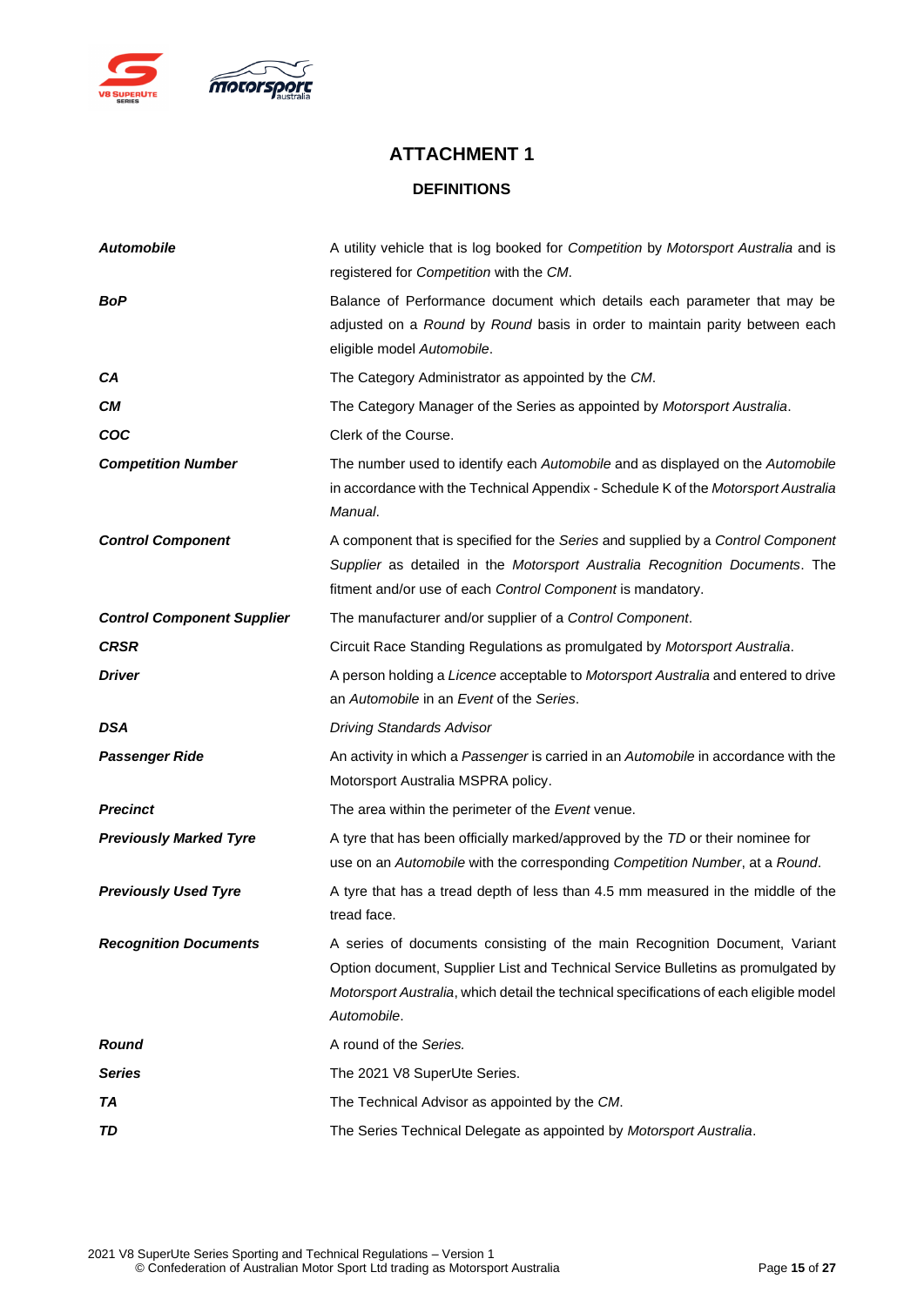# ATTACHMENT 1

## DEFINITIONS

| | |
|---|---|
| ***Automobile*** | A utility vehicle that is log booked for *Competition* by *Motorsport Australia* and is registered for *Competition* with the *CM*. |
| ***BoP*** | Balance of Performance document which details each parameter that may be adjusted on a *Round* by *Round* basis in order to maintain parity between each eligible model *Automobile*. |
| ***CA*** | The Category Administrator as appointed by the *CM*. |
| ***CM*** | The Category Manager of the Series as appointed by *Motorsport Australia*. |
| ***COC*** | Clerk of the Course. |
| ***Competition Number*** | The number used to identify each *Automobile* and as displayed on the *Automobile* in accordance with the Technical Appendix - Schedule K of the *Motorsport Australia Manual*. |
| ***Control Component*** | A component that is specified for the *Series* and supplied by a *Control Component Supplier* as detailed in the *Motorsport Australia Recognition Documents*. The fitment and/or use of each *Control Component* is mandatory. |
| ***Control Component Supplier*** | The manufacturer and/or supplier of a *Control Component*. |
| ***CRSR*** | Circuit Race Standing Regulations as promulgated by *Motorsport Australia*. |
| ***Driver*** | A person holding a *Licence* acceptable to *Motorsport Australia* and entered to drive an *Automobile* in an *Event* of the *Series*. |
| ***DSA*** | *Driving Standards Advisor* |
| ***Passenger Ride*** | An activity in which a *Passenger* is carried in an *Automobile* in accordance with the Motorsport Australia MSPRA policy. |
| ***Precinct*** | The area within the perimeter of the *Event* venue. |
| ***Previously Marked Tyre*** | A tyre that has been officially marked/approved by the *TD* or their nominee for use on an *Automobile* with the corresponding *Competition Number*, at a *Round*. |
| ***Previously Used Tyre*** | A tyre that has a tread depth of less than 4.5 mm measured in the middle of the tread face. |
| ***Recognition Documents*** | A series of documents consisting of the main Recognition Document, Variant Option document, Supplier List and Technical Service Bulletins as promulgated by *Motorsport Australia*, which detail the technical specifications of each eligible model *Automobile*. |
| ***Round*** | A round of the *Series.* |
| ***Series*** | The 2021 V8 SuperUte Series. |
| ***TA*** | The Technical Advisor as appointed by the *CM*. |
| ***TD*** | The Series Technical Delegate as appointed by *Motorsport Australia*. |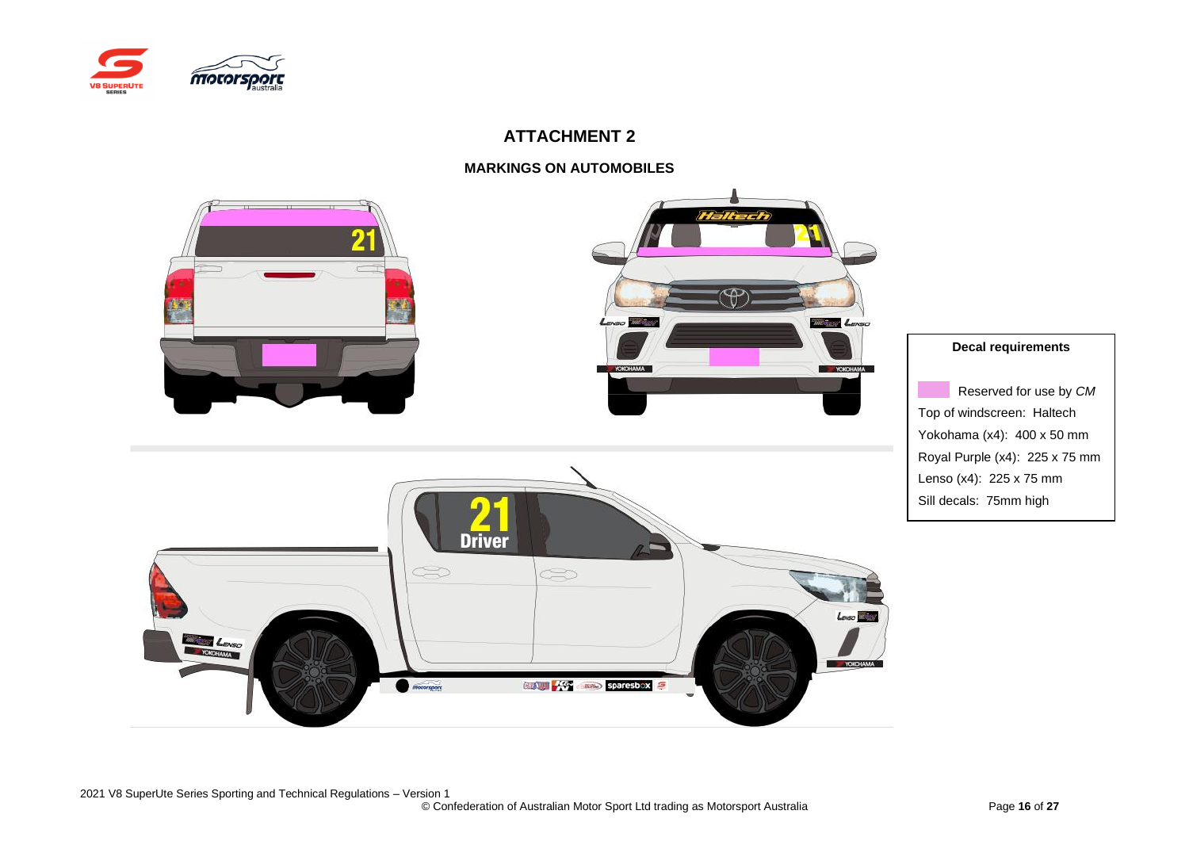# ATTACHMENT 2

## MARKINGS ON AUTOMOBILES

**Decal requirements**

Reserved for use by *CM*

Top of windscreen: Haltech

Yokohama (x4): 400 x 50 mm

Royal Purple (x4): 225 x 75 mm

Lenso (x4): 225 x 75 mm

Sill decals: 75mm high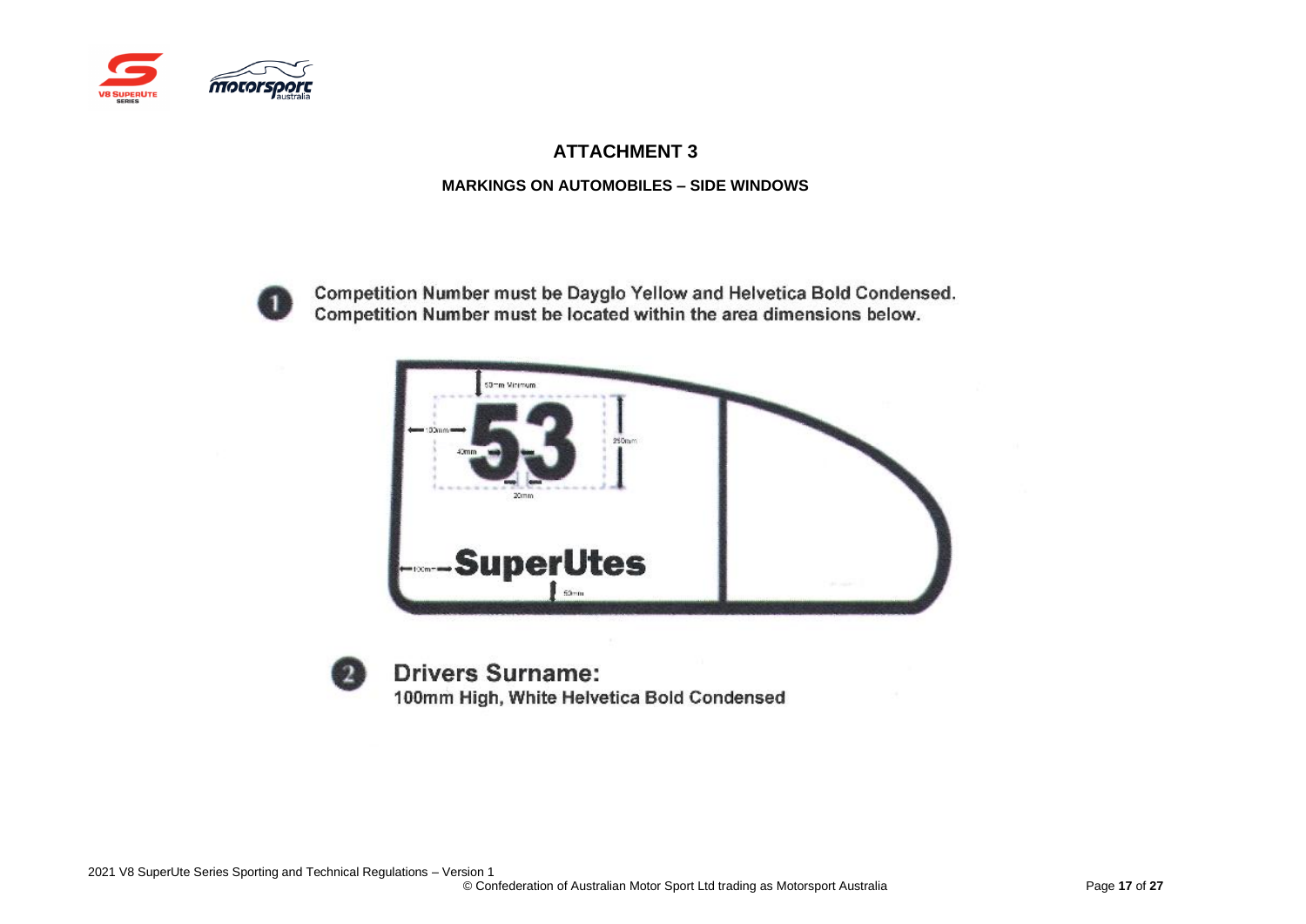# ATTACHMENT 3

## MARKINGS ON AUTOMOBILES – SIDE WINDOWS

1. Competition Number must be Dayglo Yellow and Helvetica Bold Condensed.
   Competition Number must be located within the area dimensions below.

50mm Minimum

100mm

40mm

53

250mm

20mm

100mm SuperUtes

50mm

2. **Drivers Surname:**
   100mm High, White Helvetica Bold Condensed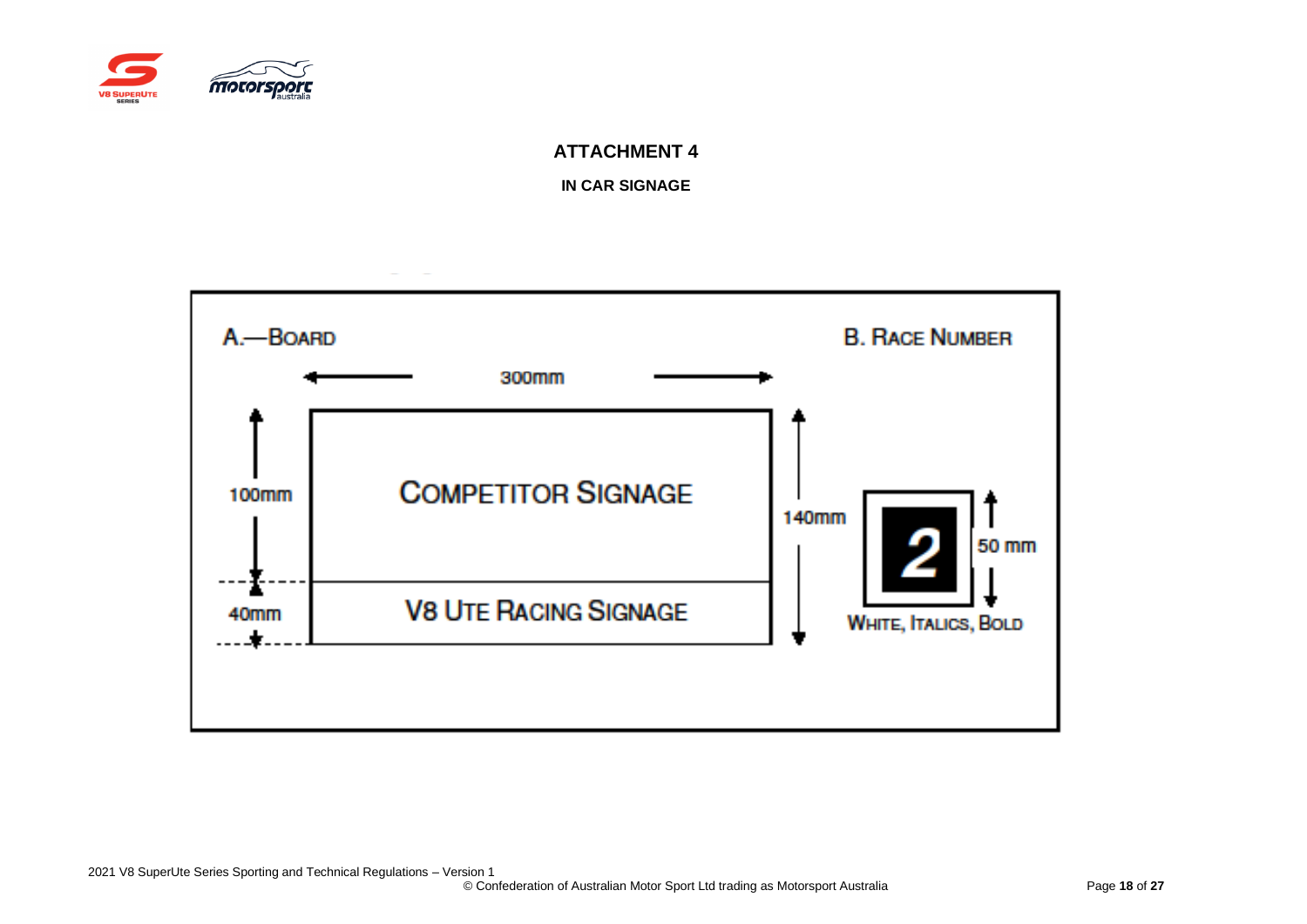# ATTACHMENT 4

## IN CAR SIGNAGE

A.—BOARD

300mm

100mm

COMPETITOR SIGNAGE

40mm

V8 UTE RACING SIGNAGE

140mm

B. RACE NUMBER

2

50 mm

WHITE, ITALICS, BOLD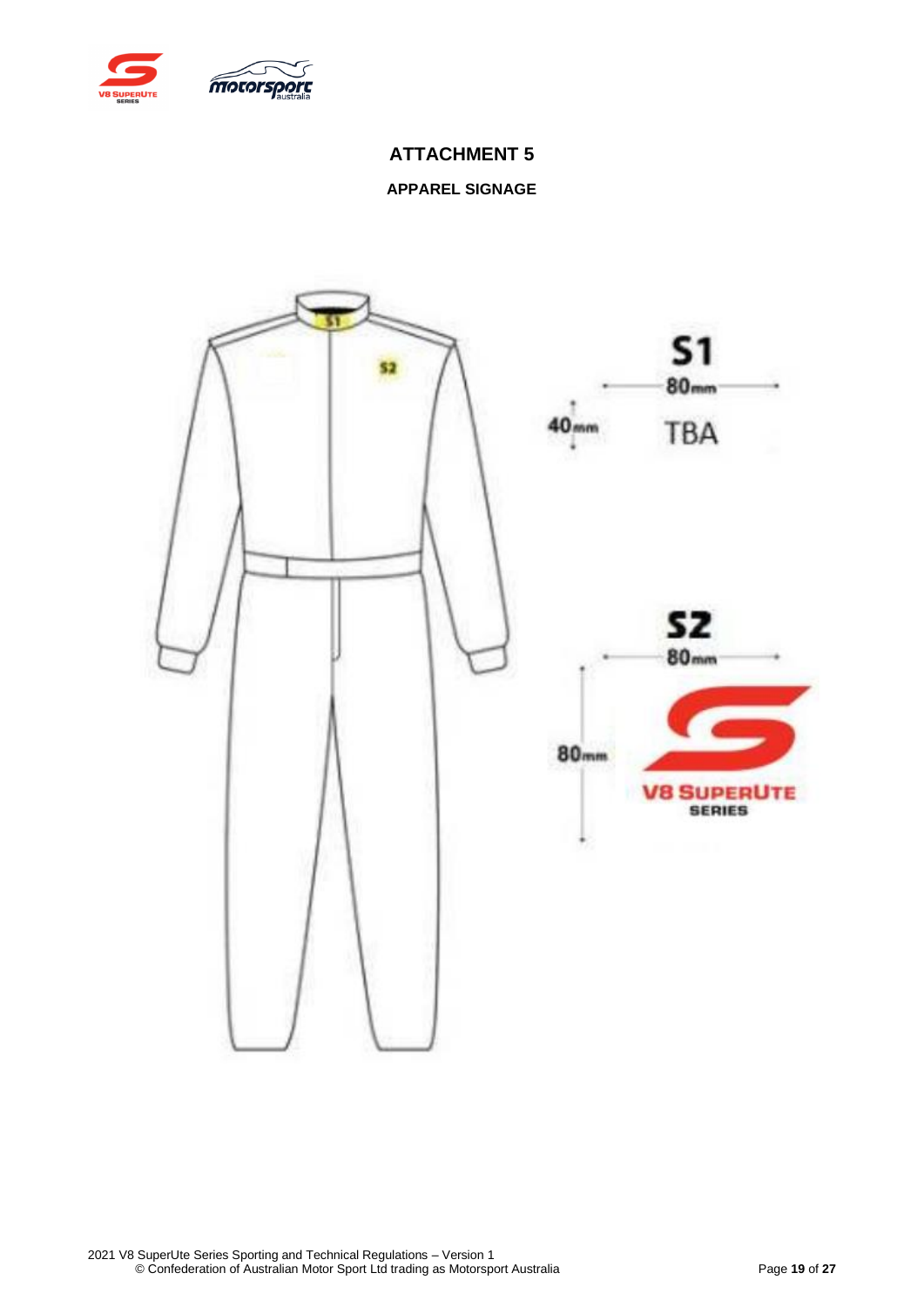# ATTACHMENT 5

## APPAREL SIGNAGE

S1

80mm

40mm

TBA

S2

80mm

80mm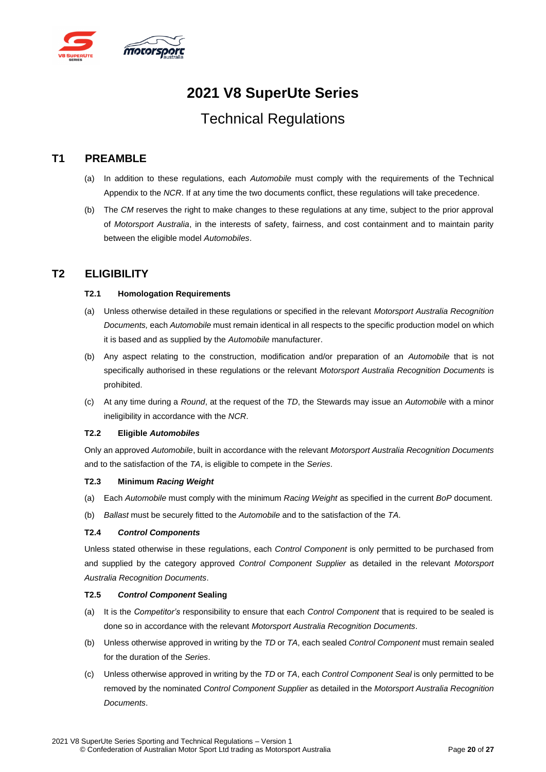# 2021 V8 SuperUte Series

## Technical Regulations

## T1 PREAMBLE

(a) In addition to these regulations, each *Automobile* must comply with the requirements of the Technical Appendix to the *NCR*. If at any time the two documents conflict, these regulations will take precedence.

(b) The *CM* reserves the right to make changes to these regulations at any time, subject to the prior approval of *Motorsport Australia*, in the interests of safety, fairness, and cost containment and to maintain parity between the eligible model *Automobiles*.

## T2 ELIGIBILITY

### T2.1 Homologation Requirements

(a) Unless otherwise detailed in these regulations or specified in the relevant *Motorsport Australia Recognition Documents,* each *Automobile* must remain identical in all respects to the specific production model on which it is based and as supplied by the *Automobile* manufacturer.

(b) Any aspect relating to the construction, modification and/or preparation of an *Automobile* that is not specifically authorised in these regulations or the relevant *Motorsport Australia Recognition Documents* is prohibited.

(c) At any time during a *Round*, at the request of the *TD*, the Stewards may issue an *Automobile* with a minor ineligibility in accordance with the *NCR*.

### T2.2 Eligible *Automobiles*

Only an approved *Automobile*, built in accordance with the relevant *Motorsport Australia Recognition Documents* and to the satisfaction of the *TA*, is eligible to compete in the *Series*.

### T2.3 Minimum *Racing Weight*

(a) Each *Automobile* must comply with the minimum *Racing Weight* as specified in the current *BoP* document.

(b) *Ballast* must be securely fitted to the *Automobile* and to the satisfaction of the *TA*.

### T2.4 *Control Components*

Unless stated otherwise in these regulations, each *Control Component* is only permitted to be purchased from and supplied by the category approved *Control Component Supplier* as detailed in the relevant *Motorsport Australia Recognition Documents*.

### T2.5 *Control Component* Sealing

(a) It is the *Competitor's* responsibility to ensure that each *Control Component* that is required to be sealed is done so in accordance with the relevant *Motorsport Australia Recognition Documents*.

(b) Unless otherwise approved in writing by the *TD* or *TA*, each sealed *Control Component* must remain sealed for the duration of the *Series*.

(c) Unless otherwise approved in writing by the *TD* or *TA*, each *Control Component Seal* is only permitted to be removed by the nominated *Control Component Supplier* as detailed in the *Motorsport Australia Recognition Documents*.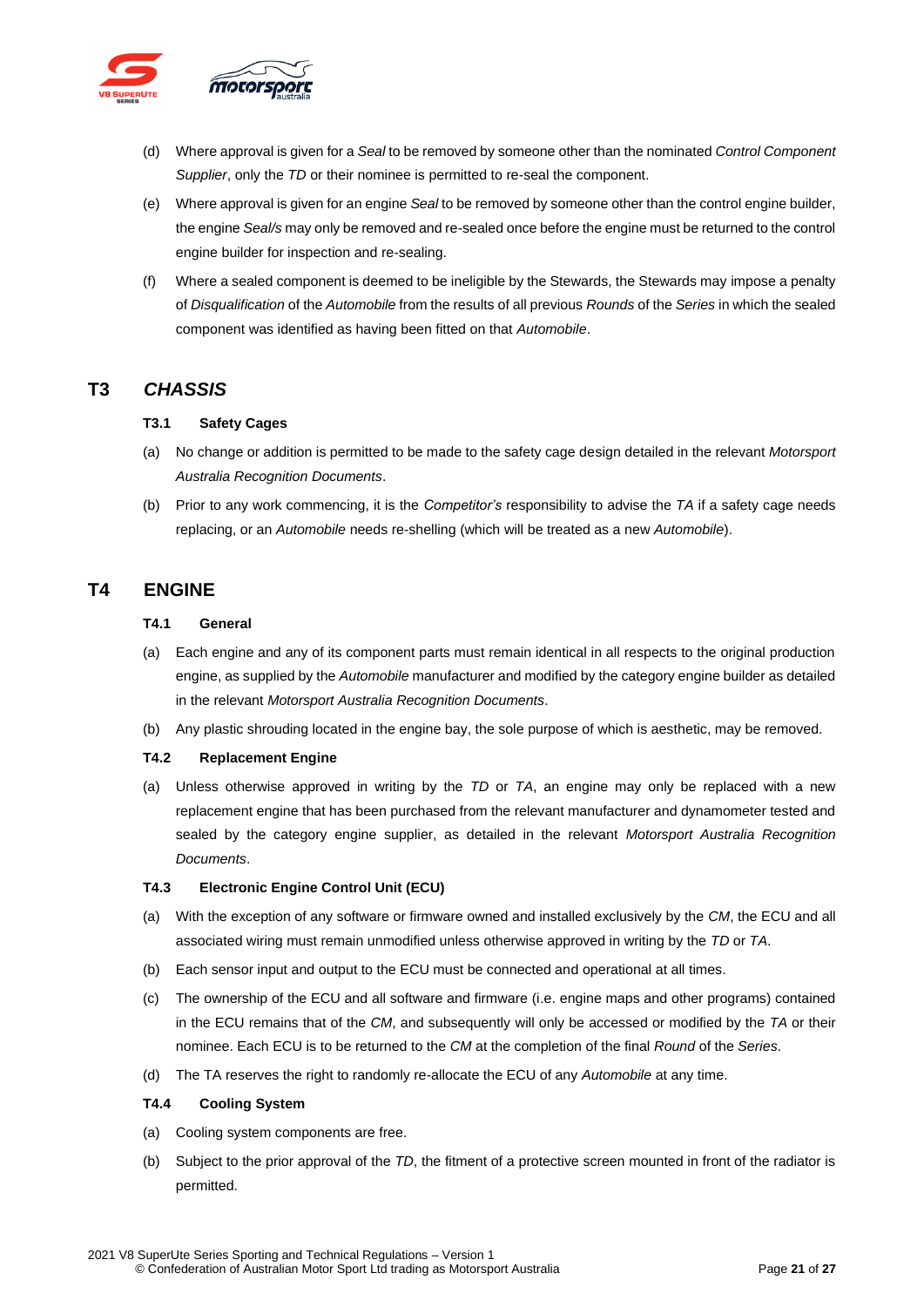(d) Where approval is given for a *Seal* to be removed by someone other than the nominated *Control Component Supplier*, only the *TD* or their nominee is permitted to re-seal the component.

(e) Where approval is given for an engine *Seal* to be removed by someone other than the control engine builder, the engine *Seal/s* may only be removed and re-sealed once before the engine must be returned to the control engine builder for inspection and re-sealing.

(f) Where a sealed component is deemed to be ineligible by the Stewards, the Stewards may impose a penalty of *Disqualification* of the *Automobile* from the results of all previous *Rounds* of the *Series* in which the sealed component was identified as having been fitted on that *Automobile*.

## T3 *CHASSIS*

### T3.1 Safety Cages

(a) No change or addition is permitted to be made to the safety cage design detailed in the relevant *Motorsport Australia Recognition Documents*.

(b) Prior to any work commencing, it is the *Competitor's* responsibility to advise the *TA* if a safety cage needs replacing, or an *Automobile* needs re-shelling (which will be treated as a new *Automobile*).

## T4 ENGINE

### T4.1 General

(a) Each engine and any of its component parts must remain identical in all respects to the original production engine, as supplied by the *Automobile* manufacturer and modified by the category engine builder as detailed in the relevant *Motorsport Australia Recognition Documents*.

(b) Any plastic shrouding located in the engine bay, the sole purpose of which is aesthetic, may be removed.

### T4.2 Replacement Engine

(a) Unless otherwise approved in writing by the *TD* or *TA*, an engine may only be replaced with a new replacement engine that has been purchased from the relevant manufacturer and dynamometer tested and sealed by the category engine supplier, as detailed in the relevant *Motorsport Australia Recognition Documents*.

### T4.3 Electronic Engine Control Unit (ECU)

(a) With the exception of any software or firmware owned and installed exclusively by the *CM*, the ECU and all associated wiring must remain unmodified unless otherwise approved in writing by the *TD* or *TA*.

(b) Each sensor input and output to the ECU must be connected and operational at all times.

(c) The ownership of the ECU and all software and firmware (i.e. engine maps and other programs) contained in the ECU remains that of the *CM*, and subsequently will only be accessed or modified by the *TA* or their nominee. Each ECU is to be returned to the *CM* at the completion of the final *Round* of the *Series*.

(d) The TA reserves the right to randomly re-allocate the ECU of any *Automobile* at any time.

### T4.4 Cooling System

(a) Cooling system components are free.

(b) Subject to the prior approval of the *TD*, the fitment of a protective screen mounted in front of the radiator is permitted.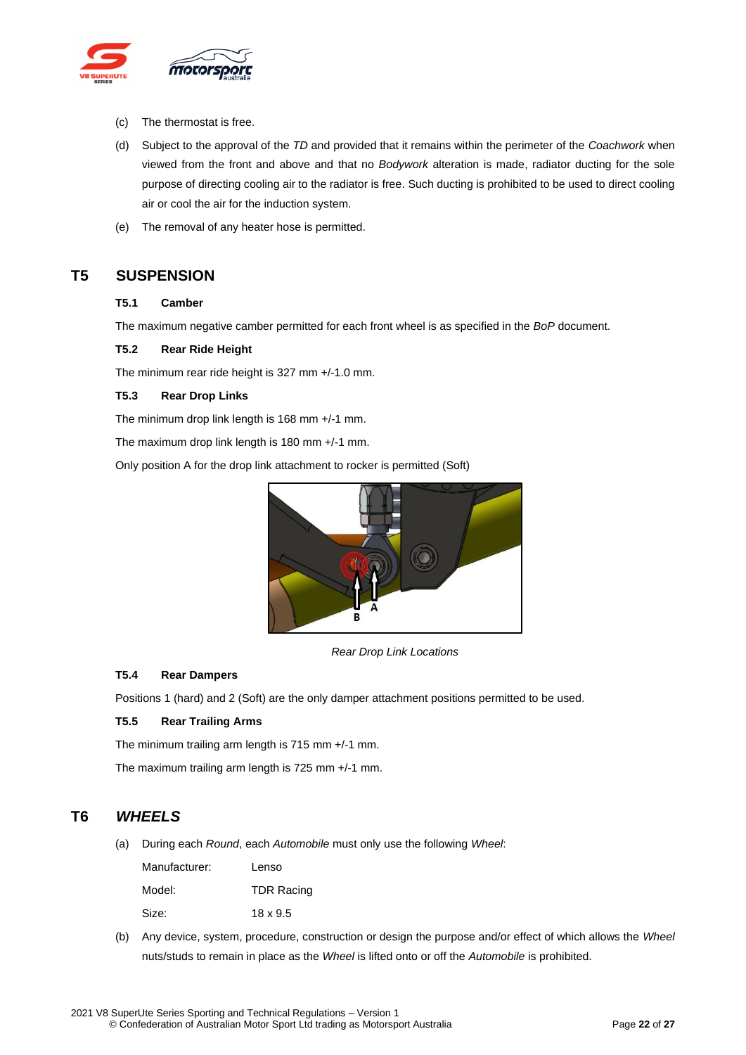(c) The thermostat is free.

(d) Subject to the approval of the *TD* and provided that it remains within the perimeter of the *Coachwork* when viewed from the front and above and that no *Bodywork* alteration is made, radiator ducting for the sole purpose of directing cooling air to the radiator is free. Such ducting is prohibited to be used to direct cooling air or cool the air for the induction system.

(e) The removal of any heater hose is permitted.

## T5 SUSPENSION

### T5.1 Camber

The maximum negative camber permitted for each front wheel is as specified in the *BoP* document.

### T5.2 Rear Ride Height

The minimum rear ride height is 327 mm +/-1.0 mm.

### T5.3 Rear Drop Links

The minimum drop link length is 168 mm +/-1 mm.

The maximum drop link length is 180 mm +/-1 mm.

Only position A for the drop link attachment to rocker is permitted (Soft)

*Rear Drop Link Locations*

### T5.4 Rear Dampers

Positions 1 (hard) and 2 (Soft) are the only damper attachment positions permitted to be used.

### T5.5 Rear Trailing Arms

The minimum trailing arm length is 715 mm +/-1 mm.

The maximum trailing arm length is 725 mm +/-1 mm.

## T6 *WHEELS*

(a) During each *Round*, each *Automobile* must only use the following *Wheel*:

| | |
|---|---|
| Manufacturer: | Lenso |
| Model: | TDR Racing |
| Size: | 18 x 9.5 |

(b) Any device, system, procedure, construction or design the purpose and/or effect of which allows the *Wheel* nuts/studs to remain in place as the *Wheel* is lifted onto or off the *Automobile* is prohibited.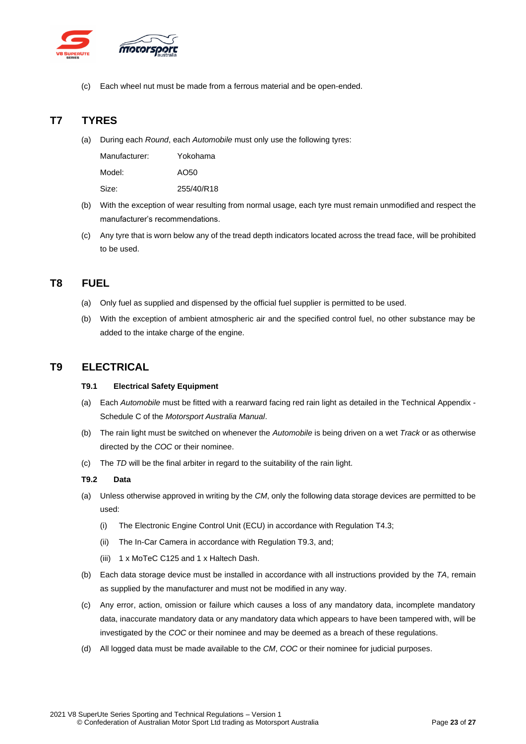(c) Each wheel nut must be made from a ferrous material and be open-ended.

## T7 TYRES

(a) During each *Round*, each *Automobile* must only use the following tyres:

| | |
|---|---|
| Manufacturer: | Yokohama |
| Model: | AO50 |
| Size: | 255/40/R18 |

(b) With the exception of wear resulting from normal usage, each tyre must remain unmodified and respect the manufacturer's recommendations.

(c) Any tyre that is worn below any of the tread depth indicators located across the tread face, will be prohibited to be used.

## T8 FUEL

(a) Only fuel as supplied and dispensed by the official fuel supplier is permitted to be used.

(b) With the exception of ambient atmospheric air and the specified control fuel, no other substance may be added to the intake charge of the engine.

## T9 ELECTRICAL

### T9.1 Electrical Safety Equipment

(a) Each *Automobile* must be fitted with a rearward facing red rain light as detailed in the Technical Appendix - Schedule C of the *Motorsport Australia Manual*.

(b) The rain light must be switched on whenever the *Automobile* is being driven on a wet *Track* or as otherwise directed by the *COC* or their nominee.

(c) The *TD* will be the final arbiter in regard to the suitability of the rain light.

### T9.2 Data

(a) Unless otherwise approved in writing by the *CM*, only the following data storage devices are permitted to be used:

(i) The Electronic Engine Control Unit (ECU) in accordance with Regulation T4.3;

(ii) The In-Car Camera in accordance with Regulation T9.3, and;

(iii) 1 x MoTeC C125 and 1 x Haltech Dash.

(b) Each data storage device must be installed in accordance with all instructions provided by the *TA*, remain as supplied by the manufacturer and must not be modified in any way.

(c) Any error, action, omission or failure which causes a loss of any mandatory data, incomplete mandatory data, inaccurate mandatory data or any mandatory data which appears to have been tampered with, will be investigated by the *COC* or their nominee and may be deemed as a breach of these regulations.

(d) All logged data must be made available to the *CM*, *COC* or their nominee for judicial purposes.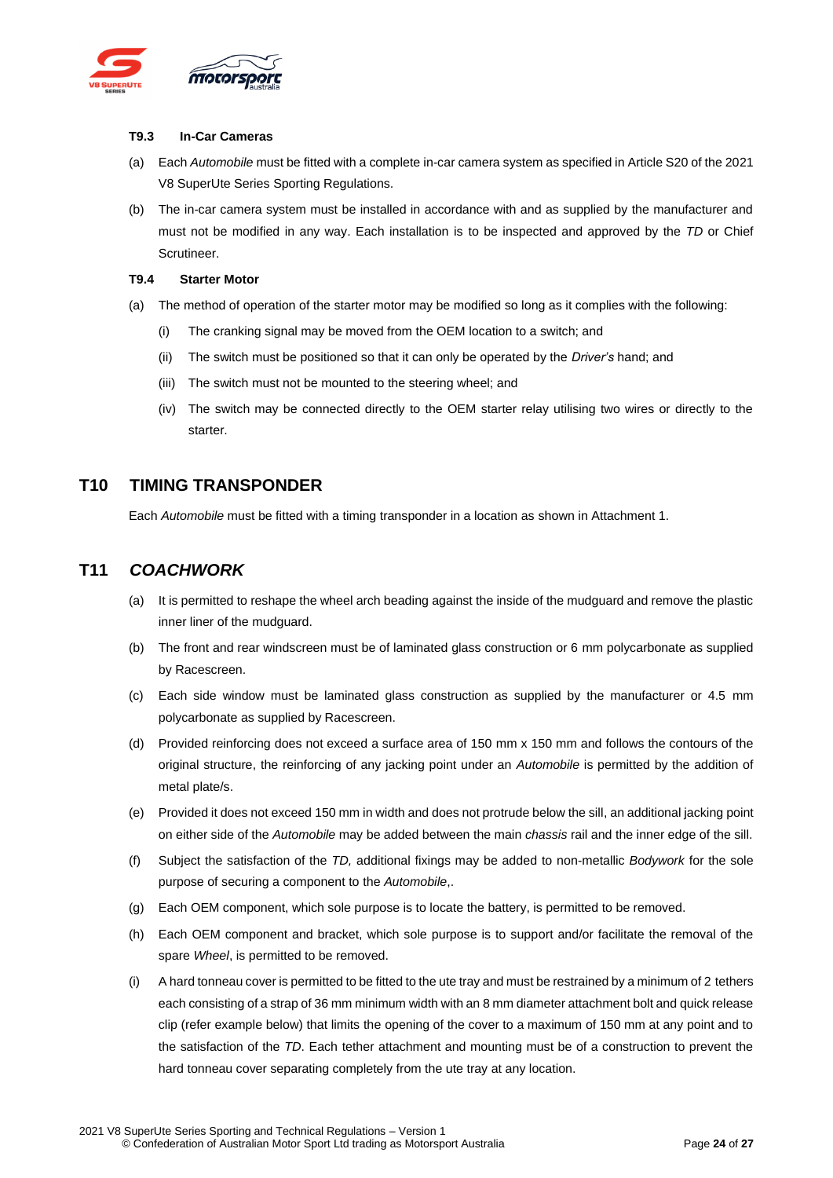### T9.3 In-Car Cameras

(a) Each *Automobile* must be fitted with a complete in-car camera system as specified in Article S20 of the 2021 V8 SuperUte Series Sporting Regulations.

(b) The in-car camera system must be installed in accordance with and as supplied by the manufacturer and must not be modified in any way. Each installation is to be inspected and approved by the *TD* or Chief Scrutineer.

### T9.4 Starter Motor

(a) The method of operation of the starter motor may be modified so long as it complies with the following:

  (i) The cranking signal may be moved from the OEM location to a switch; and

  (ii) The switch must be positioned so that it can only be operated by the *Driver's* hand; and

  (iii) The switch must not be mounted to the steering wheel; and

  (iv) The switch may be connected directly to the OEM starter relay utilising two wires or directly to the starter.

## T10 TIMING TRANSPONDER

Each *Automobile* must be fitted with a timing transponder in a location as shown in Attachment 1.

## T11 *COACHWORK*

(a) It is permitted to reshape the wheel arch beading against the inside of the mudguard and remove the plastic inner liner of the mudguard.

(b) The front and rear windscreen must be of laminated glass construction or 6 mm polycarbonate as supplied by Racescreen.

(c) Each side window must be laminated glass construction as supplied by the manufacturer or 4.5 mm polycarbonate as supplied by Racescreen.

(d) Provided reinforcing does not exceed a surface area of 150 mm x 150 mm and follows the contours of the original structure, the reinforcing of any jacking point under an *Automobile* is permitted by the addition of metal plate/s.

(e) Provided it does not exceed 150 mm in width and does not protrude below the sill, an additional jacking point on either side of the *Automobile* may be added between the main *chassis* rail and the inner edge of the sill.

(f) Subject the satisfaction of the *TD,* additional fixings may be added to non-metallic *Bodywork* for the sole purpose of securing a component to the *Automobile*,.

(g) Each OEM component, which sole purpose is to locate the battery, is permitted to be removed.

(h) Each OEM component and bracket, which sole purpose is to support and/or facilitate the removal of the spare *Wheel*, is permitted to be removed.

(i) A hard tonneau cover is permitted to be fitted to the ute tray and must be restrained by a minimum of 2 tethers each consisting of a strap of 36 mm minimum width with an 8 mm diameter attachment bolt and quick release clip (refer example below) that limits the opening of the cover to a maximum of 150 mm at any point and to the satisfaction of the *TD*. Each tether attachment and mounting must be of a construction to prevent the hard tonneau cover separating completely from the ute tray at any location.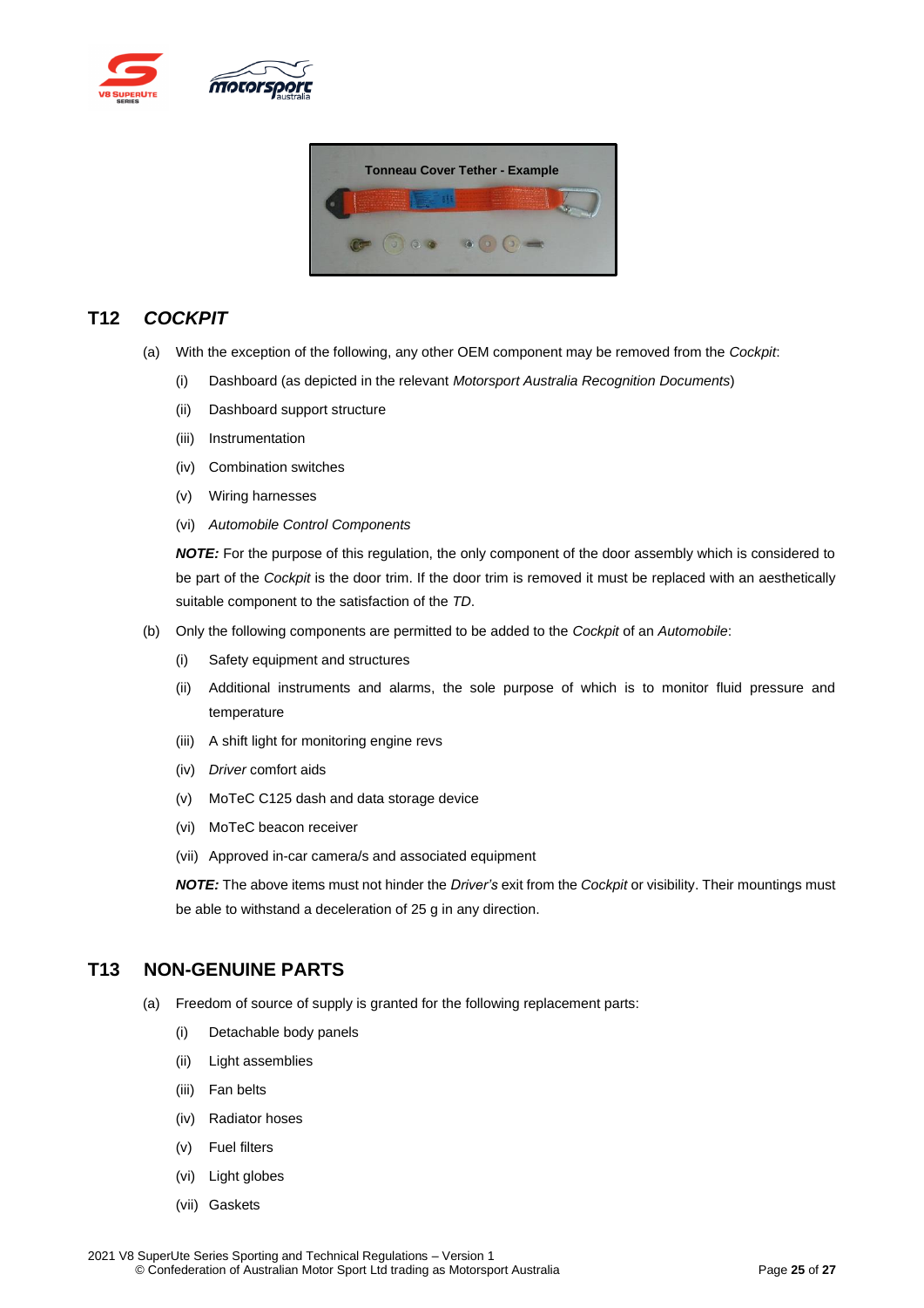Tonneau Cover Tether - Example

## T12 *COCKPIT*

(a) With the exception of the following, any other OEM component may be removed from the *Cockpit*:

- (i) Dashboard (as depicted in the relevant *Motorsport Australia Recognition Documents*)
- (ii) Dashboard support structure
- (iii) Instrumentation
- (iv) Combination switches
- (v) Wiring harnesses
- (vi) *Automobile Control Components*

***NOTE:*** For the purpose of this regulation, the only component of the door assembly which is considered to be part of the *Cockpit* is the door trim. If the door trim is removed it must be replaced with an aesthetically suitable component to the satisfaction of the *TD*.

(b) Only the following components are permitted to be added to the *Cockpit* of an *Automobile*:

- (i) Safety equipment and structures
- (ii) Additional instruments and alarms, the sole purpose of which is to monitor fluid pressure and temperature
- (iii) A shift light for monitoring engine revs
- (iv) *Driver* comfort aids
- (v) MoTeC C125 dash and data storage device
- (vi) MoTeC beacon receiver
- (vii) Approved in-car camera/s and associated equipment

***NOTE:*** The above items must not hinder the *Driver's* exit from the *Cockpit* or visibility. Their mountings must be able to withstand a deceleration of 25 g in any direction.

## T13 NON-GENUINE PARTS

(a) Freedom of source of supply is granted for the following replacement parts:

- (i) Detachable body panels
- (ii) Light assemblies
- (iii) Fan belts
- (iv) Radiator hoses
- (v) Fuel filters
- (vi) Light globes
- (vii) Gaskets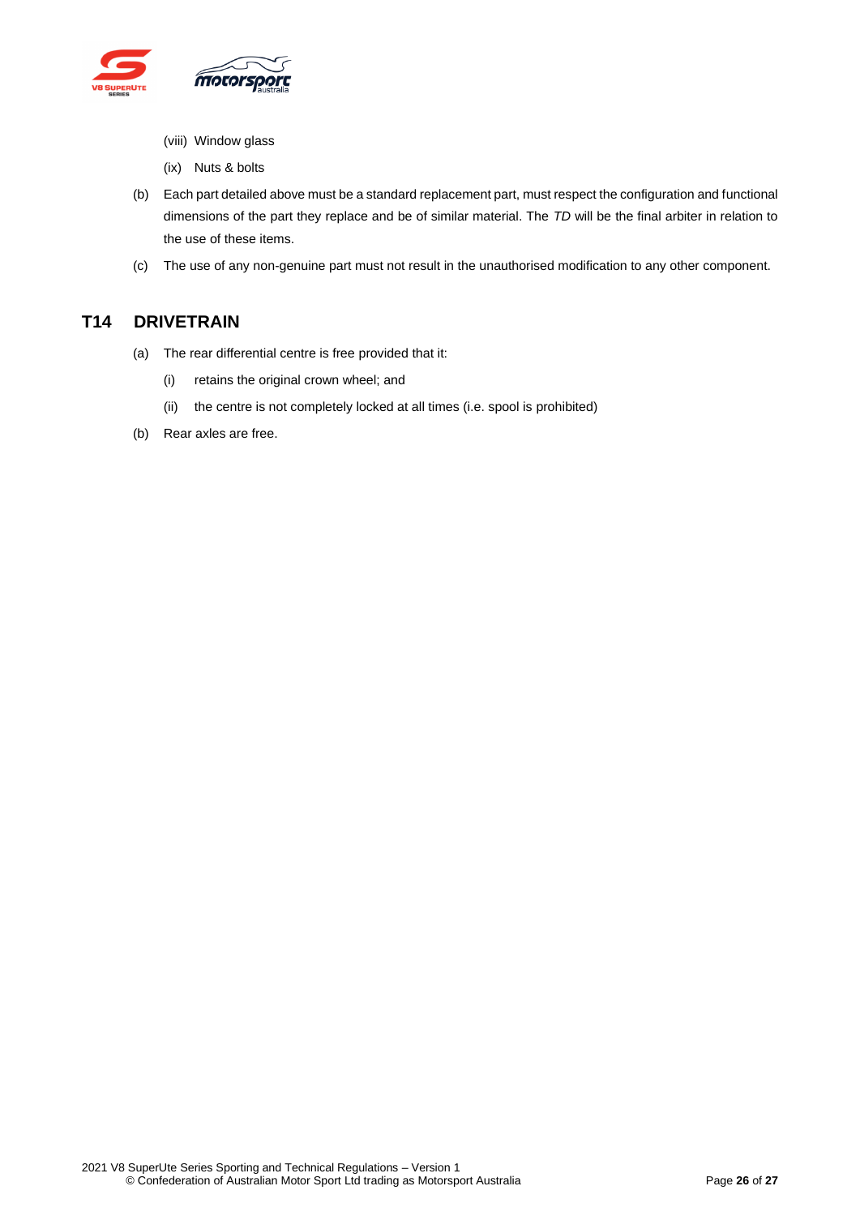(viii) Window glass

(ix) Nuts & bolts

(b) Each part detailed above must be a standard replacement part, must respect the configuration and functional dimensions of the part they replace and be of similar material. The *TD* will be the final arbiter in relation to the use of these items.

(c) The use of any non-genuine part must not result in the unauthorised modification to any other component.

## T14 DRIVETRAIN

(a) The rear differential centre is free provided that it:

(i) retains the original crown wheel; and

(ii) the centre is not completely locked at all times (i.e. spool is prohibited)

(b) Rear axles are free.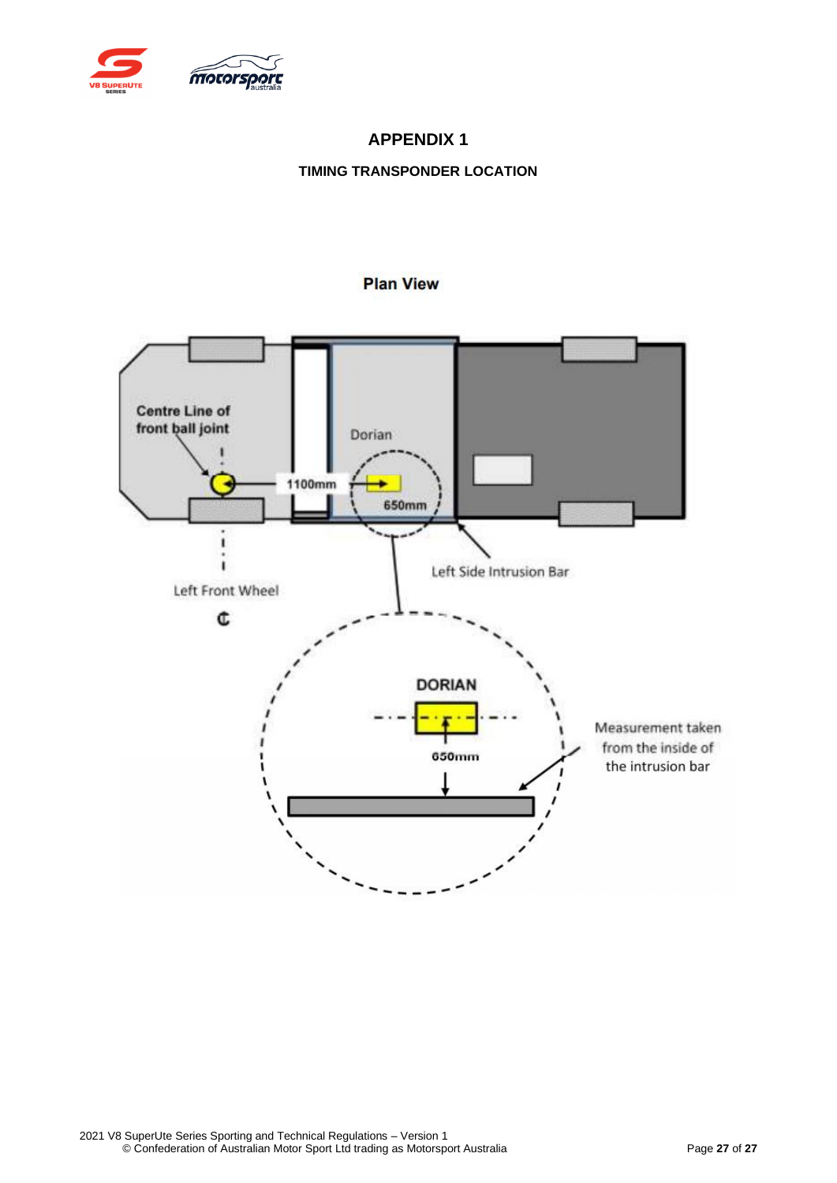# APPENDIX 1

## TIMING TRANSPONDER LOCATION

Plan View

Centre Line of front ball joint

Dorian

1100mm

650mm

Left Side Intrusion Bar

Left Front Wheel

℄

DORIAN

650mm

Measurement taken from the inside of the intrusion bar